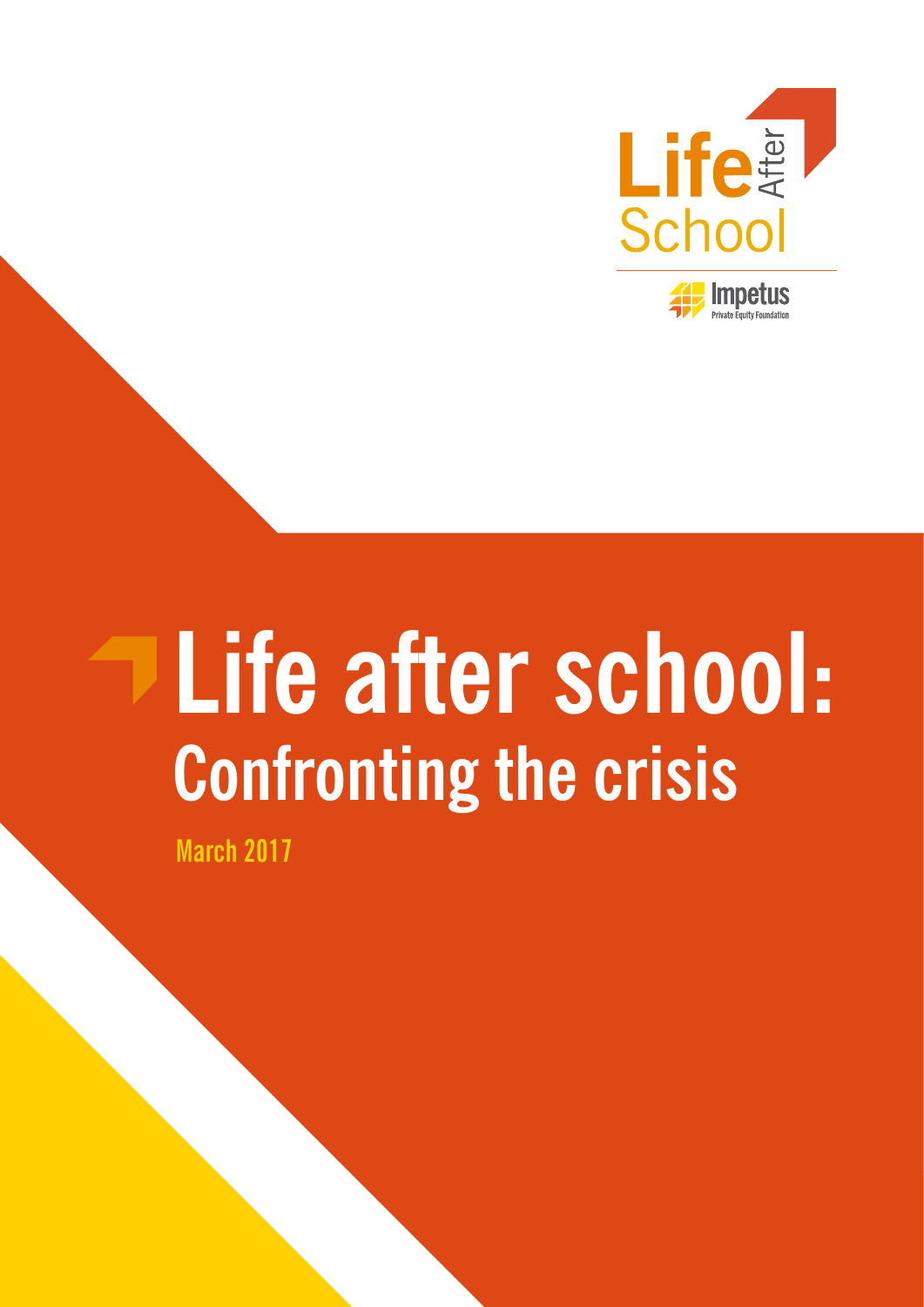Life After School

Impetus Private Equity Foundation

# Life after school: Confronting the crisis

March 2017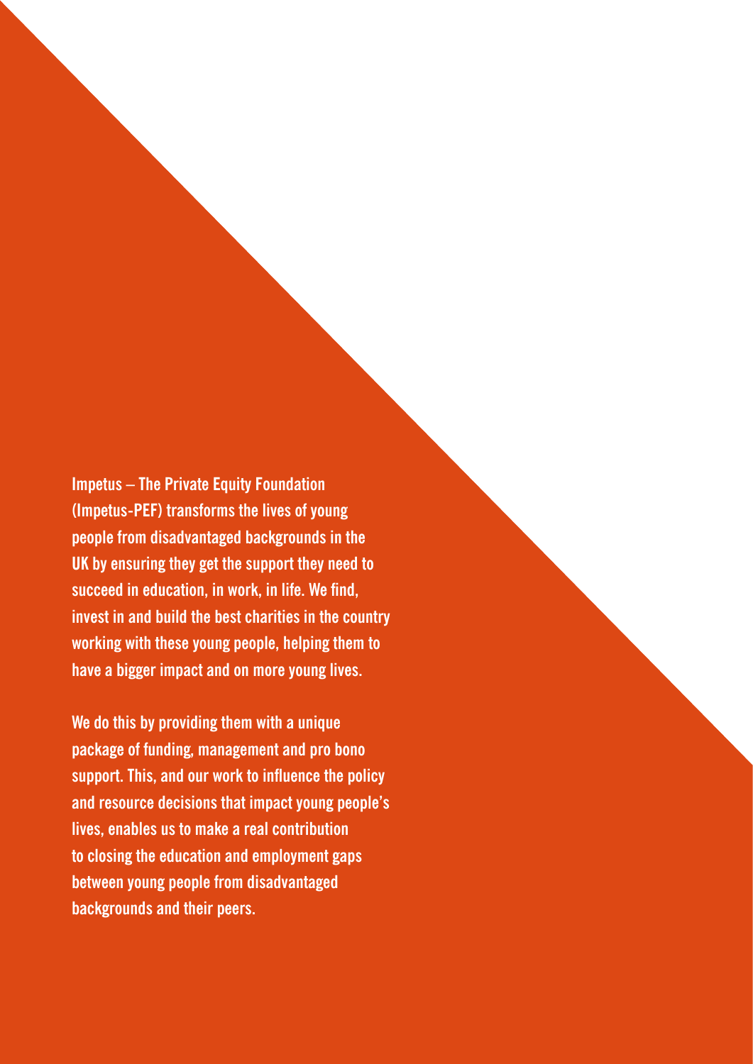**Impetus – The Private Equity Foundation (Impetus-PEF) transforms the lives of young people from disadvantaged backgrounds in the UK by ensuring they get the support they need to succeed in education, in work, in life. We find, invest in and build the best charities in the country working with these young people, helping them to have a bigger impact and on more young lives.**

**We do this by providing them with a unique package of funding, management and pro bono support. This, and our work to influence the policy and resource decisions that impact young people's lives, enables us to make a real contribution to closing the education and employment gaps between young people from disadvantaged backgrounds and their peers.**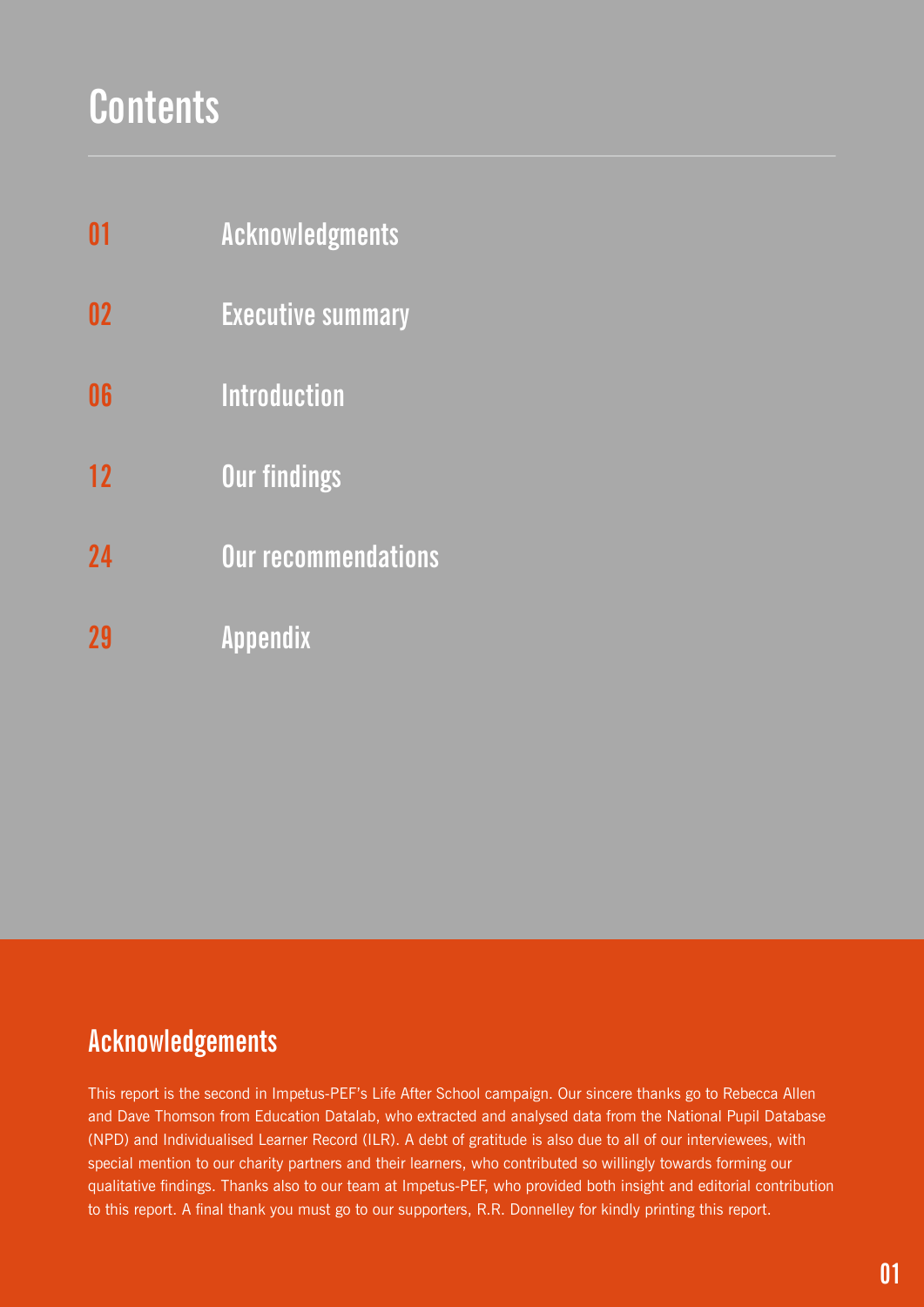# Contents

| | |
|---|---|
| 01 | Acknowledgments |
| 02 | Executive summary |
| 06 | Introduction |
| 12 | Our findings |
| 24 | Our recommendations |
| 29 | Appendix |

## Acknowledgements

This report is the second in Impetus-PEF's Life After School campaign. Our sincere thanks go to Rebecca Allen and Dave Thomson from Education Datalab, who extracted and analysed data from the National Pupil Database (NPD) and Individualised Learner Record (ILR). A debt of gratitude is also due to all of our interviewees, with special mention to our charity partners and their learners, who contributed so willingly towards forming our qualitative findings. Thanks also to our team at Impetus-PEF, who provided both insight and editorial contribution to this report. A final thank you must go to our supporters, R.R. Donnelley for kindly printing this report.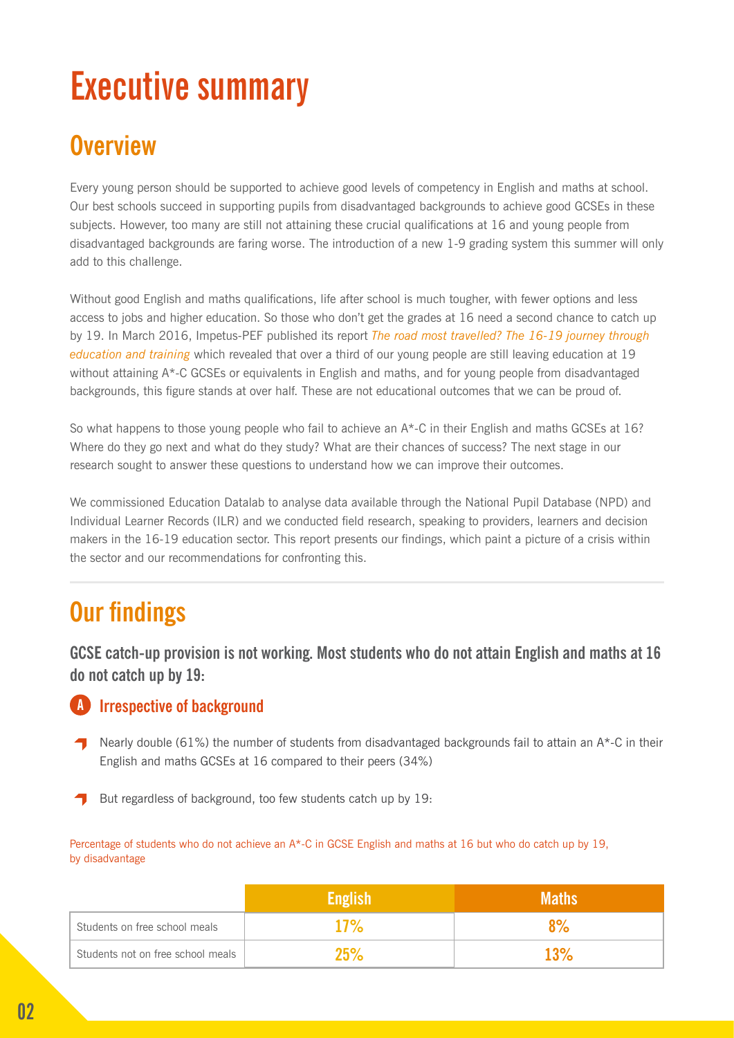# Executive summary

## Overview

Every young person should be supported to achieve good levels of competency in English and maths at school. Our best schools succeed in supporting pupils from disadvantaged backgrounds to achieve good GCSEs in these subjects. However, too many are still not attaining these crucial qualifications at 16 and young people from disadvantaged backgrounds are faring worse. The introduction of a new 1-9 grading system this summer will only add to this challenge.

Without good English and maths qualifications, life after school is much tougher, with fewer options and less access to jobs and higher education. So those who don't get the grades at 16 need a second chance to catch up by 19. In March 2016, Impetus-PEF published its report *The road most travelled? The 16-19 journey through education and training* which revealed that over a third of our young people are still leaving education at 19 without attaining A*-C GCSEs or equivalents in English and maths, and for young people from disadvantaged backgrounds, this figure stands at over half. These are not educational outcomes that we can be proud of.

So what happens to those young people who fail to achieve an A*-C in their English and maths GCSEs at 16? Where do they go next and what do they study? What are their chances of success? The next stage in our research sought to answer these questions to understand how we can improve their outcomes.

We commissioned Education Datalab to analyse data available through the National Pupil Database (NPD) and Individual Learner Records (ILR) and we conducted field research, speaking to providers, learners and decision makers in the 16-19 education sector. This report presents our findings, which paint a picture of a crisis within the sector and our recommendations for confronting this.

## Our findings

**GCSE catch-up provision is not working. Most students who do not attain English and maths at 16 do not catch up by 19:**

### A Irrespective of background

- Nearly double (61%) the number of students from disadvantaged backgrounds fail to attain an A*-C in their English and maths GCSEs at 16 compared to their peers (34%)
- But regardless of background, too few students catch up by 19:

Percentage of students who do not achieve an A*-C in GCSE English and maths at 16 but who do catch up by 19, by disadvantage

| | English | Maths |
|---|---|---|
| Students on free school meals | 17% | 8% |
| Students not on free school meals | 25% | 13% |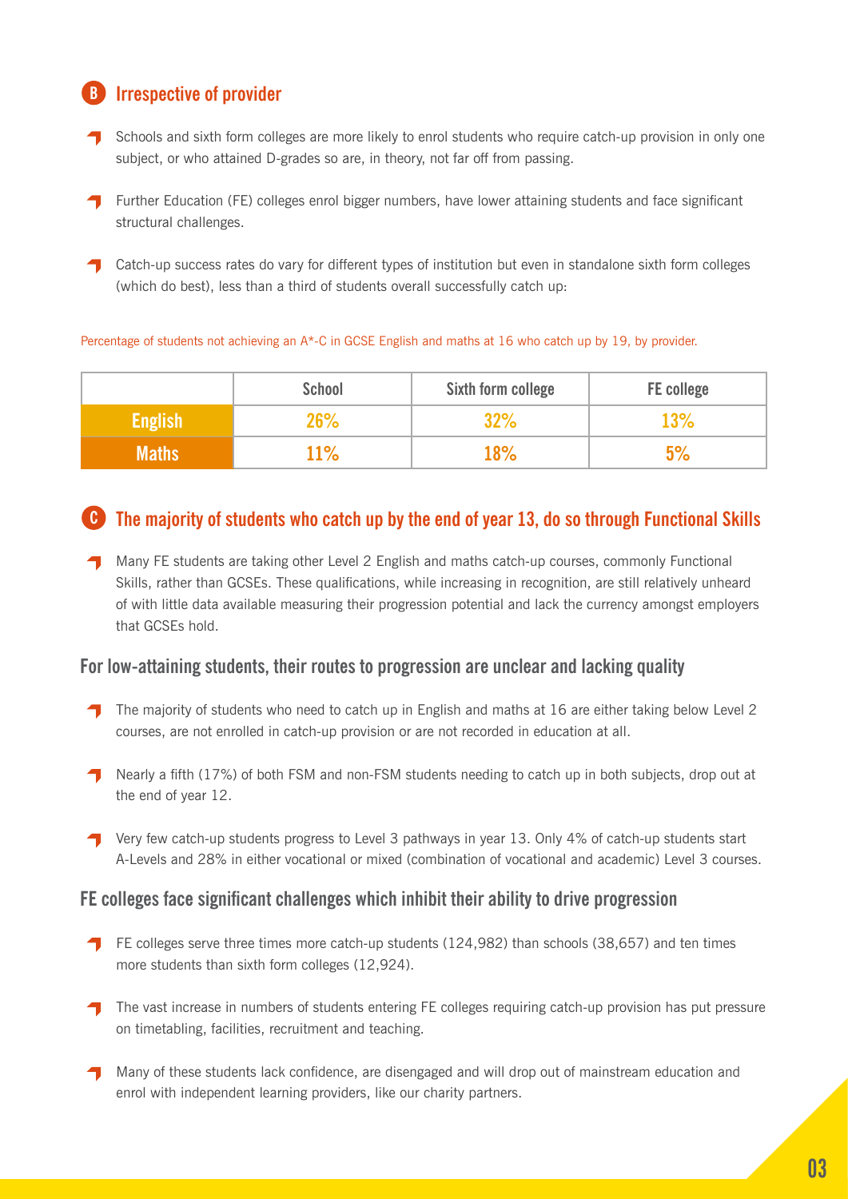## B Irrespective of provider

- Schools and sixth form colleges are more likely to enrol students who require catch-up provision in only one subject, or who attained D-grades so are, in theory, not far off from passing.
- Further Education (FE) colleges enrol bigger numbers, have lower attaining students and face significant structural challenges.
- Catch-up success rates do vary for different types of institution but even in standalone sixth form colleges (which do best), less than a third of students overall successfully catch up:

Percentage of students not achieving an A*-C in GCSE English and maths at 16 who catch up by 19, by provider.

| | School | Sixth form college | FE college |
|---|---|---|---|
| **English** | 26% | 32% | 13% |
| **Maths** | 11% | 18% | 5% |

## C The majority of students who catch up by the end of year 13, do so through Functional Skills

- Many FE students are taking other Level 2 English and maths catch-up courses, commonly Functional Skills, rather than GCSEs. These qualifications, while increasing in recognition, are still relatively unheard of with little data available measuring their progression potential and lack the currency amongst employers that GCSEs hold.

### For low-attaining students, their routes to progression are unclear and lacking quality

- The majority of students who need to catch up in English and maths at 16 are either taking below Level 2 courses, are not enrolled in catch-up provision or are not recorded in education at all.
- Nearly a fifth (17%) of both FSM and non-FSM students needing to catch up in both subjects, drop out at the end of year 12.
- Very few catch-up students progress to Level 3 pathways in year 13. Only 4% of catch-up students start A-Levels and 28% in either vocational or mixed (combination of vocational and academic) Level 3 courses.

### FE colleges face significant challenges which inhibit their ability to drive progression

- FE colleges serve three times more catch-up students (124,982) than schools (38,657) and ten times more students than sixth form colleges (12,924).
- The vast increase in numbers of students entering FE colleges requiring catch-up provision has put pressure on timetabling, facilities, recruitment and teaching.
- Many of these students lack confidence, are disengaged and will drop out of mainstream education and enrol with independent learning providers, like our charity partners.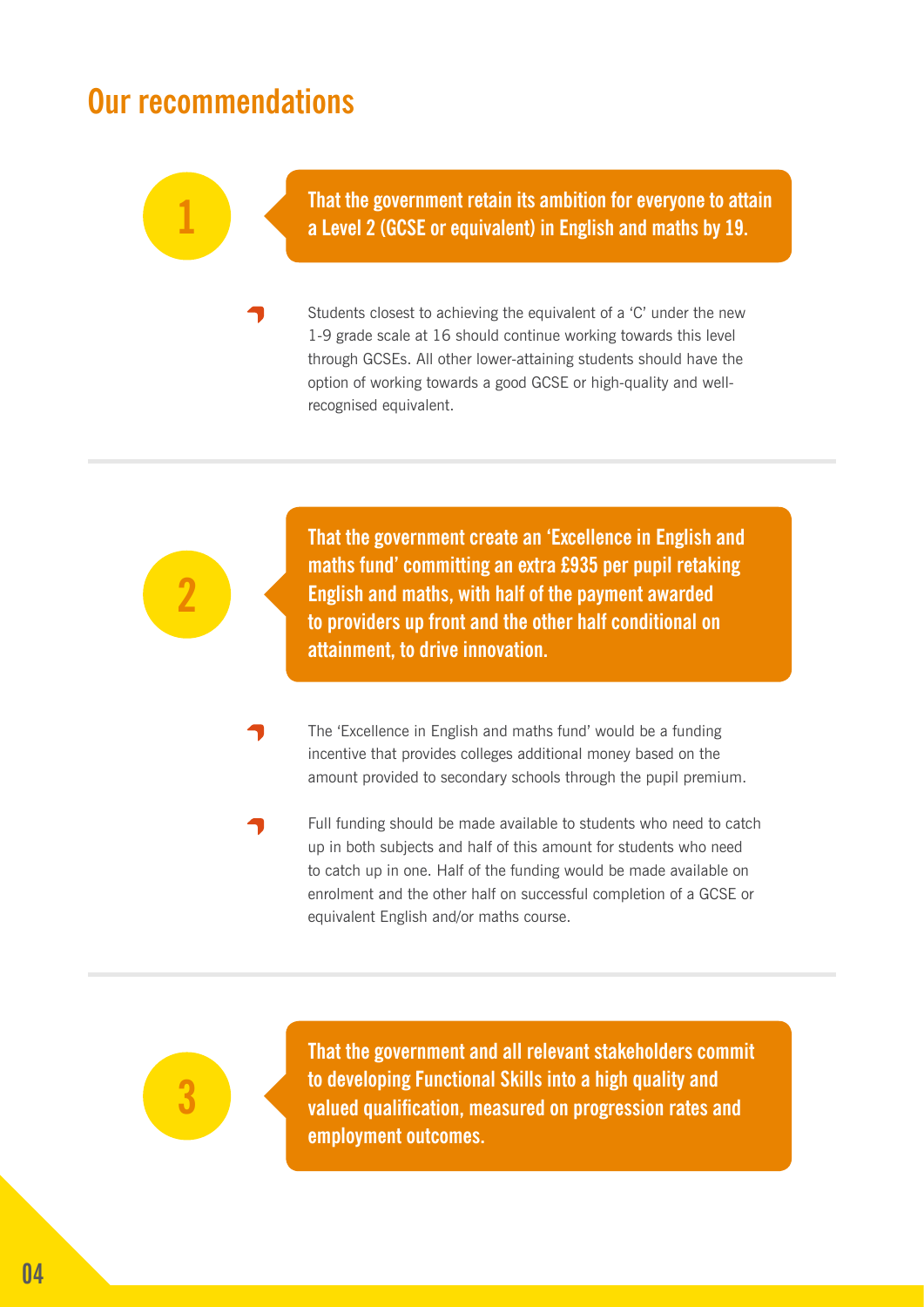## Our recommendations

**1**

**That the government retain its ambition for everyone to attain a Level 2 (GCSE or equivalent) in English and maths by 19.**

- Students closest to achieving the equivalent of a 'C' under the new 1-9 grade scale at 16 should continue working towards this level through GCSEs. All other lower-attaining students should have the option of working towards a good GCSE or high-quality and well-recognised equivalent.

---

**2**

**That the government create an 'Excellence in English and maths fund' committing an extra £935 per pupil retaking English and maths, with half of the payment awarded to providers up front and the other half conditional on attainment, to drive innovation.**

- The 'Excellence in English and maths fund' would be a funding incentive that provides colleges additional money based on the amount provided to secondary schools through the pupil premium.
- Full funding should be made available to students who need to catch up in both subjects and half of this amount for students who need to catch up in one. Half of the funding would be made available on enrolment and the other half on successful completion of a GCSE or equivalent English and/or maths course.

---

**3**

**That the government and all relevant stakeholders commit to developing Functional Skills into a high quality and valued qualification, measured on progression rates and employment outcomes.**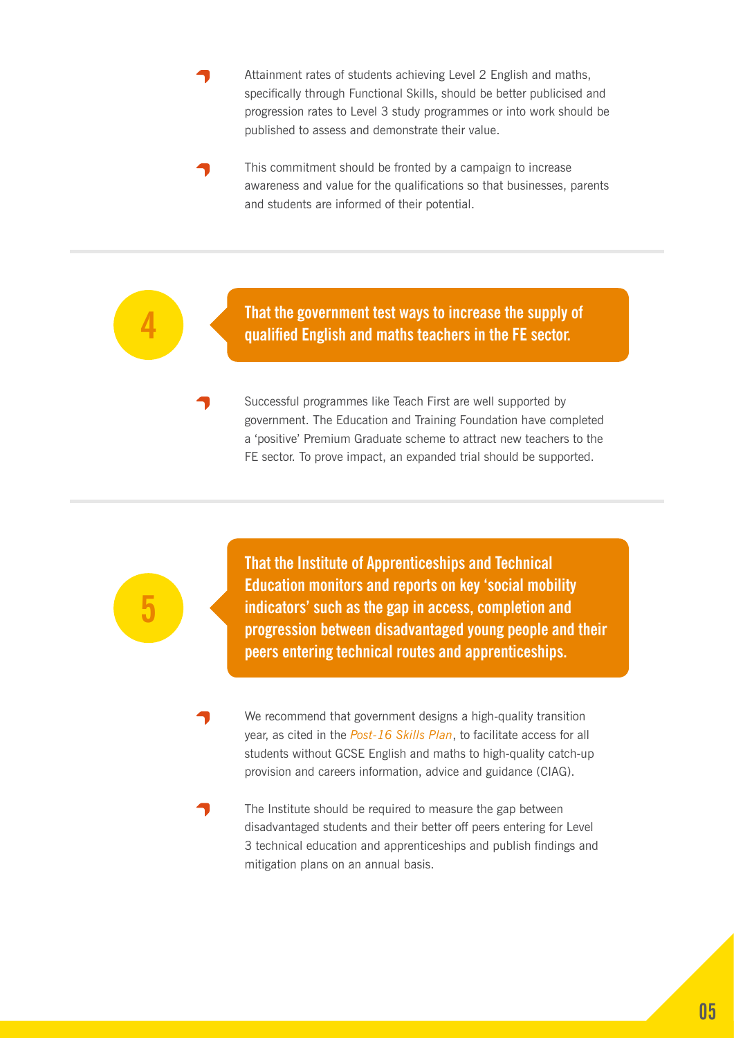- Attainment rates of students achieving Level 2 English and maths, specifically through Functional Skills, should be better publicised and progression rates to Level 3 study programmes or into work should be published to assess and demonstrate their value.
- This commitment should be fronted by a campaign to increase awareness and value for the qualifications so that businesses, parents and students are informed of their potential.

## 4 That the government test ways to increase the supply of qualified English and maths teachers in the FE sector.

- Successful programmes like Teach First are well supported by government. The Education and Training Foundation have completed a 'positive' Premium Graduate scheme to attract new teachers to the FE sector. To prove impact, an expanded trial should be supported.

## 5 That the Institute of Apprenticeships and Technical Education monitors and reports on key 'social mobility indicators' such as the gap in access, completion and progression between disadvantaged young people and their peers entering technical routes and apprenticeships.

- We recommend that government designs a high-quality transition year, as cited in the *Post-16 Skills Plan*, to facilitate access for all students without GCSE English and maths to high-quality catch-up provision and careers information, advice and guidance (CIAG).
- The Institute should be required to measure the gap between disadvantaged students and their better off peers entering for Level 3 technical education and apprenticeships and publish findings and mitigation plans on an annual basis.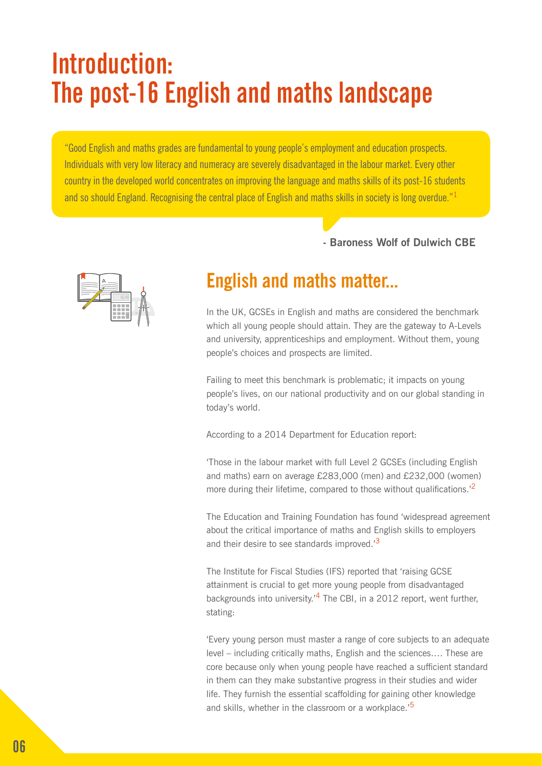# Introduction: The post-16 English and maths landscape

> "Good English and maths grades are fundamental to young people's employment and education prospects. Individuals with very low literacy and numeracy are severely disadvantaged in the labour market. Every other country in the developed world concentrates on improving the language and maths skills of its post-16 students and so should England. Recognising the central place of English and maths skills in society is long overdue."[1]

**- Baroness Wolf of Dulwich CBE**

## English and maths matter...

In the UK, GCSEs in English and maths are considered the benchmark which all young people should attain. They are the gateway to A-Levels and university, apprenticeships and employment. Without them, young people's choices and prospects are limited.

Failing to meet this benchmark is problematic; it impacts on young people's lives, on our national productivity and on our global standing in today's world.

According to a 2014 Department for Education report:

'Those in the labour market with full Level 2 GCSEs (including English and maths) earn on average £283,000 (men) and £232,000 (women) more during their lifetime, compared to those without qualifications.'[2]

The Education and Training Foundation has found 'widespread agreement about the critical importance of maths and English skills to employers and their desire to see standards improved.'[3]

The Institute for Fiscal Studies (IFS) reported that 'raising GCSE attainment is crucial to get more young people from disadvantaged backgrounds into university.'[4] The CBI, in a 2012 report, went further, stating:

'Every young person must master a range of core subjects to an adequate level – including critically maths, English and the sciences…. These are core because only when young people have reached a sufficient standard in them can they make substantive progress in their studies and wider life. They furnish the essential scaffolding for gaining other knowledge and skills, whether in the classroom or a workplace.'[5]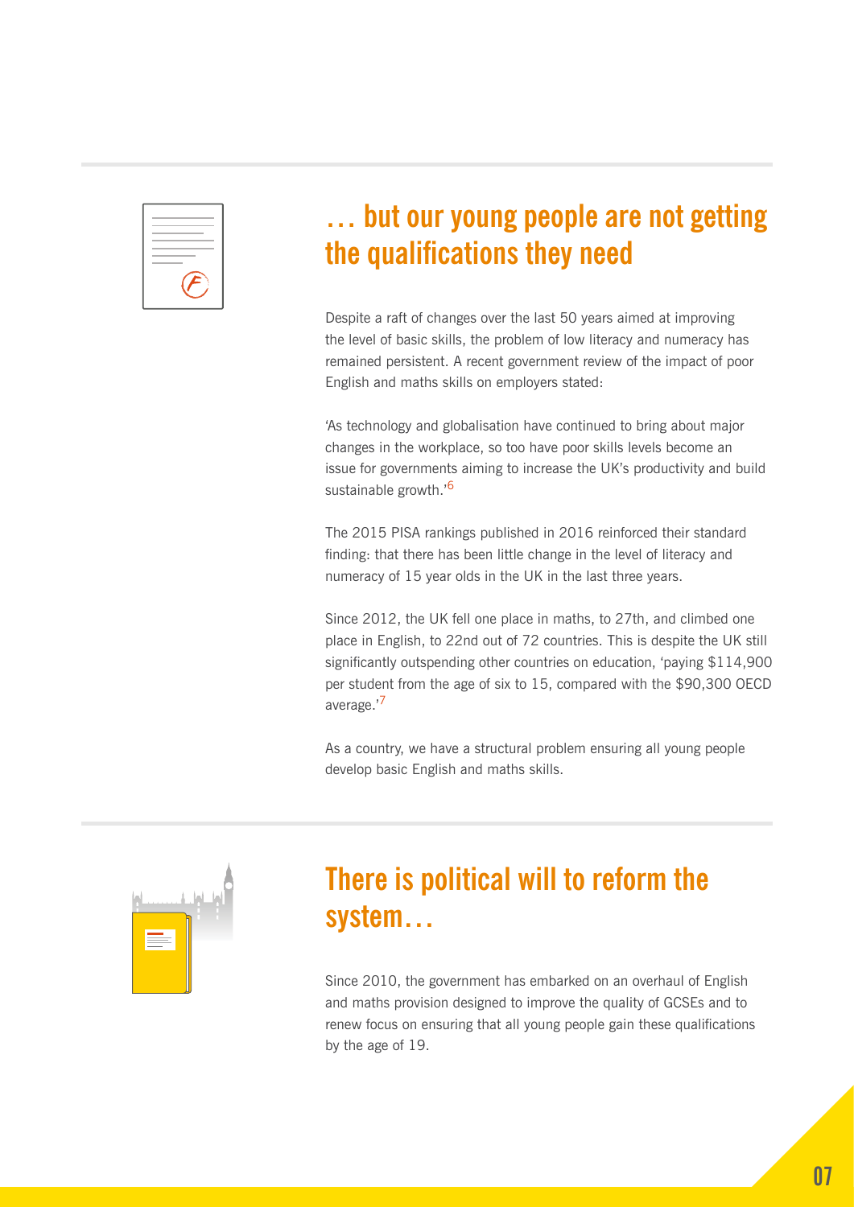## … but our young people are not getting the qualifications they need

Despite a raft of changes over the last 50 years aimed at improving the level of basic skills, the problem of low literacy and numeracy has remained persistent. A recent government review of the impact of poor English and maths skills on employers stated:

'As technology and globalisation have continued to bring about major changes in the workplace, so too have poor skills levels become an issue for governments aiming to increase the UK's productivity and build sustainable growth.'[6]

The 2015 PISA rankings published in 2016 reinforced their standard finding: that there has been little change in the level of literacy and numeracy of 15 year olds in the UK in the last three years.

Since 2012, the UK fell one place in maths, to 27th, and climbed one place in English, to 22nd out of 72 countries. This is despite the UK still significantly outspending other countries on education, 'paying $114,900 per student from the age of six to 15, compared with the $90,300 OECD average.'[7]

As a country, we have a structural problem ensuring all young people develop basic English and maths skills.

## There is political will to reform the system…

Since 2010, the government has embarked on an overhaul of English and maths provision designed to improve the quality of GCSEs and to renew focus on ensuring that all young people gain these qualifications by the age of 19.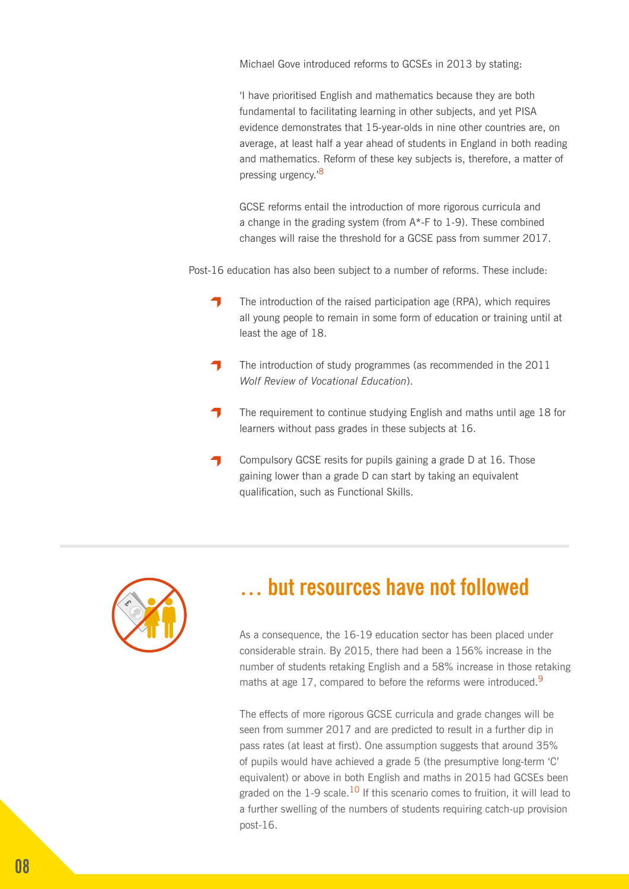Michael Gove introduced reforms to GCSEs in 2013 by stating:

'I have prioritised English and mathematics because they are both fundamental to facilitating learning in other subjects, and yet PISA evidence demonstrates that 15-year-olds in nine other countries are, on average, at least half a year ahead of students in England in both reading and mathematics. Reform of these key subjects is, therefore, a matter of pressing urgency.'[8]

GCSE reforms entail the introduction of more rigorous curricula and a change in the grading system (from A*-F to 1-9). These combined changes will raise the threshold for a GCSE pass from summer 2017.

Post-16 education has also been subject to a number of reforms. These include:

- The introduction of the raised participation age (RPA), which requires all young people to remain in some form of education or training until at least the age of 18.
- The introduction of study programmes (as recommended in the 2011 *Wolf Review of Vocational Education*).
- The requirement to continue studying English and maths until age 18 for learners without pass grades in these subjects at 16.
- Compulsory GCSE resits for pupils gaining a grade D at 16. Those gaining lower than a grade D can start by taking an equivalent qualification, such as Functional Skills.

## … but resources have not followed

As a consequence, the 16-19 education sector has been placed under considerable strain. By 2015, there had been a 156% increase in the number of students retaking English and a 58% increase in those retaking maths at age 17, compared to before the reforms were introduced.[9]

The effects of more rigorous GCSE curricula and grade changes will be seen from summer 2017 and are predicted to result in a further dip in pass rates (at least at first). One assumption suggests that around 35% of pupils would have achieved a grade 5 (the presumptive long-term 'C' equivalent) or above in both English and maths in 2015 had GCSEs been graded on the 1-9 scale.[10] If this scenario comes to fruition, it will lead to a further swelling of the numbers of students requiring catch-up provision post-16.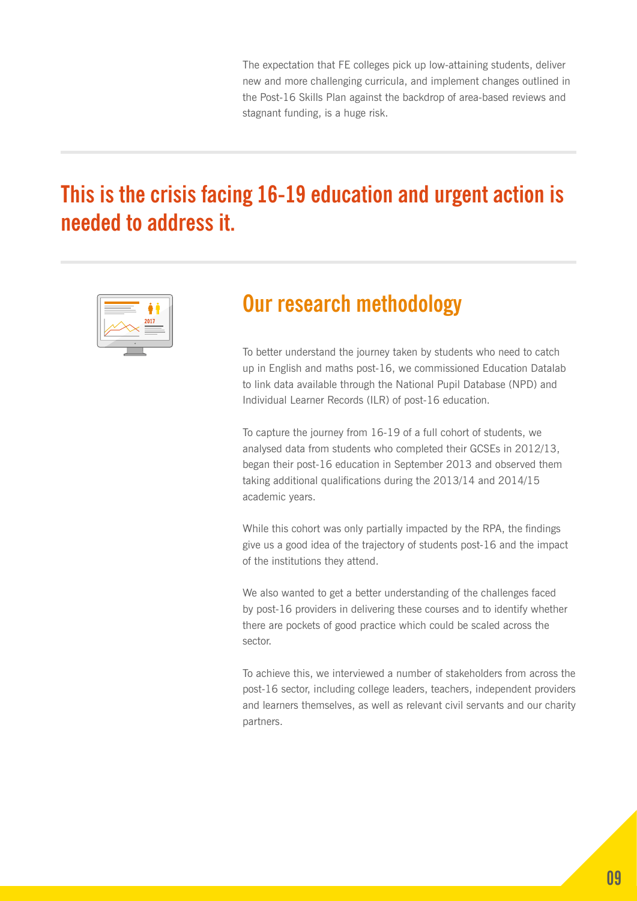The expectation that FE colleges pick up low-attaining students, deliver new and more challenging curricula, and implement changes outlined in the Post-16 Skills Plan against the backdrop of area-based reviews and stagnant funding, is a huge risk.

## This is the crisis facing 16-19 education and urgent action is needed to address it.

## Our research methodology

To better understand the journey taken by students who need to catch up in English and maths post-16, we commissioned Education Datalab to link data available through the National Pupil Database (NPD) and Individual Learner Records (ILR) of post-16 education.

To capture the journey from 16-19 of a full cohort of students, we analysed data from students who completed their GCSEs in 2012/13, began their post-16 education in September 2013 and observed them taking additional qualifications during the 2013/14 and 2014/15 academic years.

While this cohort was only partially impacted by the RPA, the findings give us a good idea of the trajectory of students post-16 and the impact of the institutions they attend.

We also wanted to get a better understanding of the challenges faced by post-16 providers in delivering these courses and to identify whether there are pockets of good practice which could be scaled across the sector.

To achieve this, we interviewed a number of stakeholders from across the post-16 sector, including college leaders, teachers, independent providers and learners themselves, as well as relevant civil servants and our charity partners.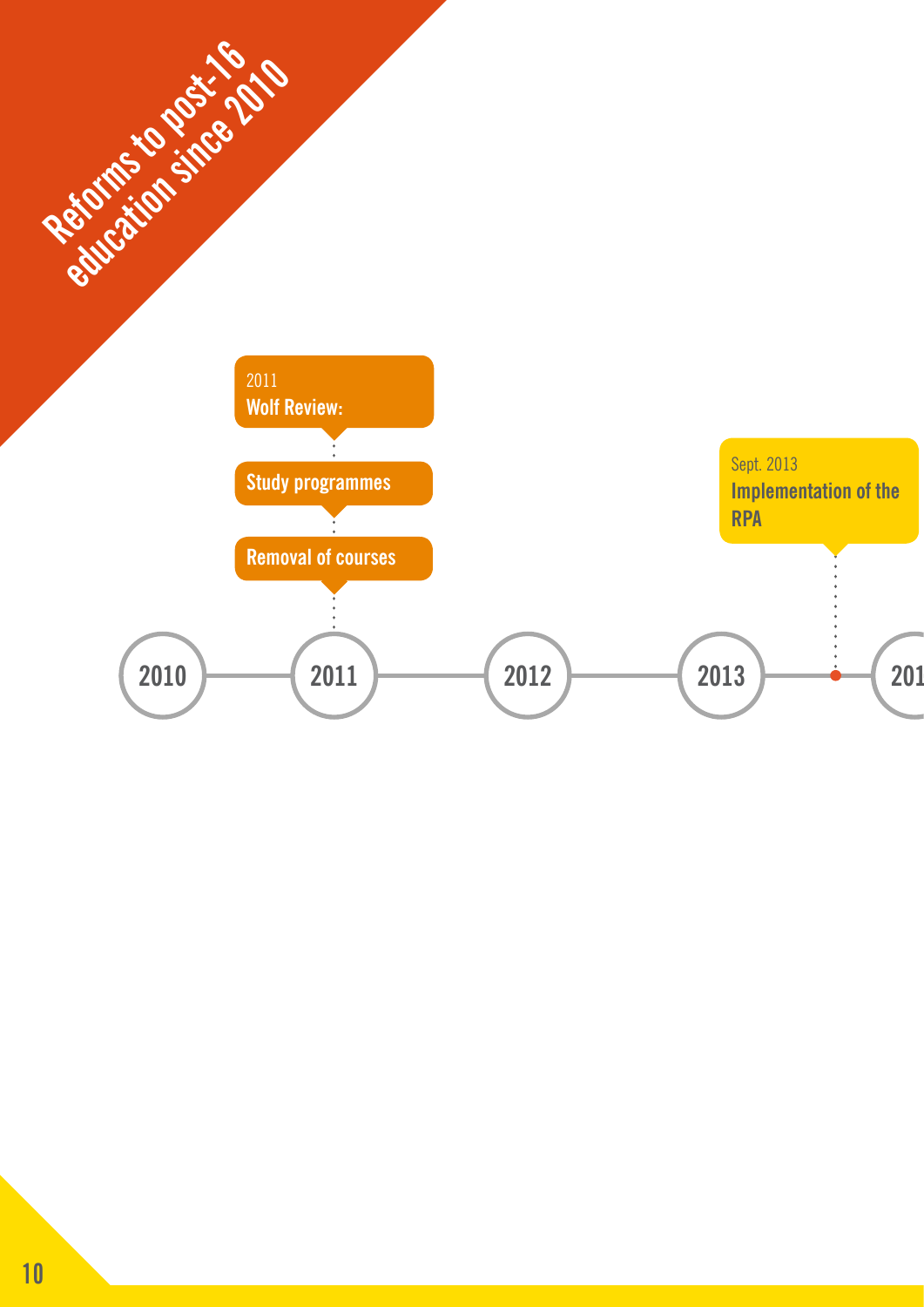# Reforms to post-16 education since 2010

2011
**Wolf Review:**

**Study programmes**

**Removal of courses**

Sept. 2013
**Implementation of the RPA**

2010 — 2011 — 2012 — 2013 — 201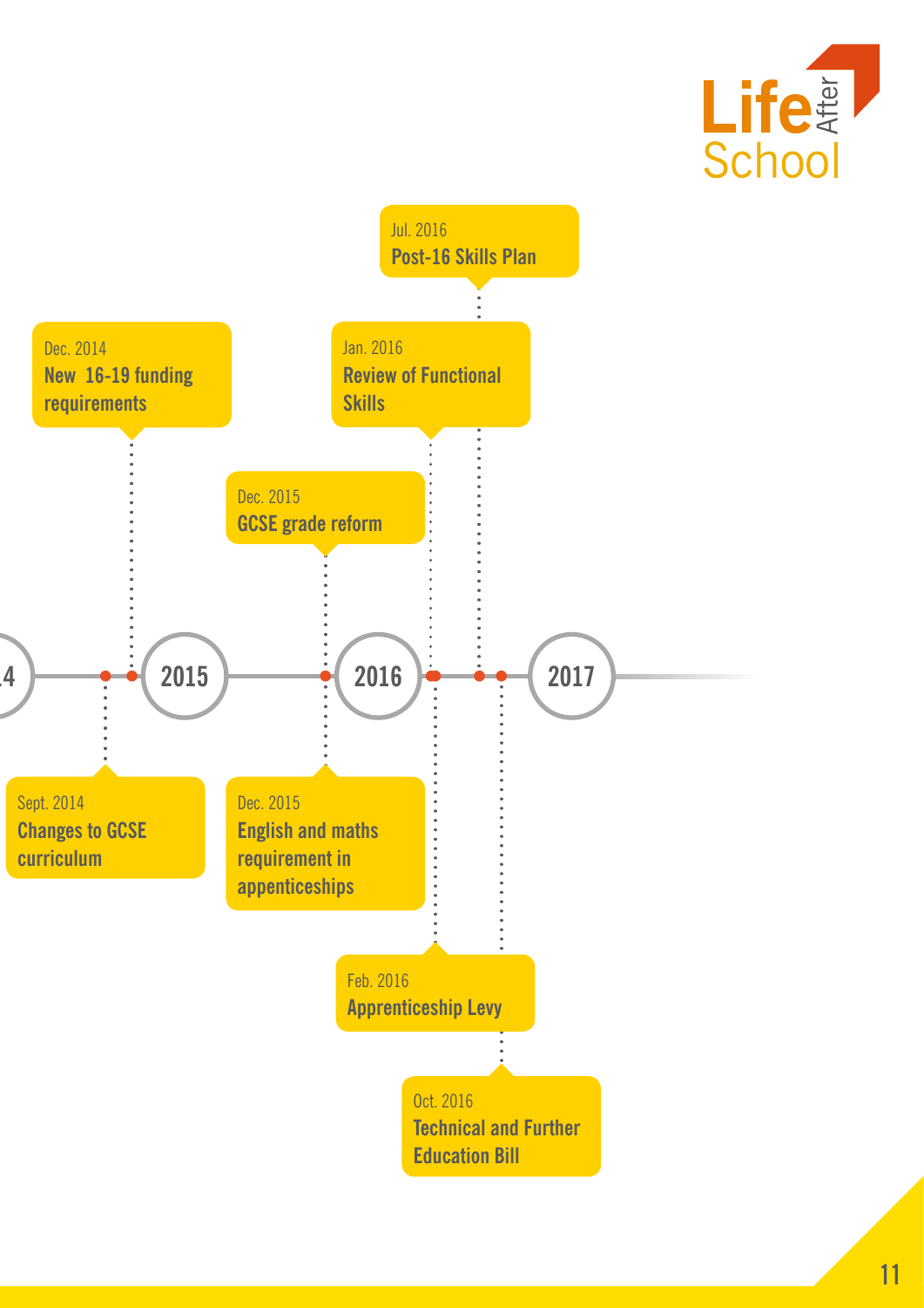- Sept. 2014 **Changes to GCSE curriculum**
- Dec. 2014 **New 16-19 funding requirements**
- Dec. 2015 **GCSE grade reform**
- Dec. 2015 **English and maths requirement in appenticeships**
- Jan. 2016 **Review of Functional Skills**
- Feb. 2016 **Apprenticeship Levy**
- Jul. 2016 **Post-16 Skills Plan**
- Oct. 2016 **Technical and Further Education Bill**

2015 — 2016 — 2017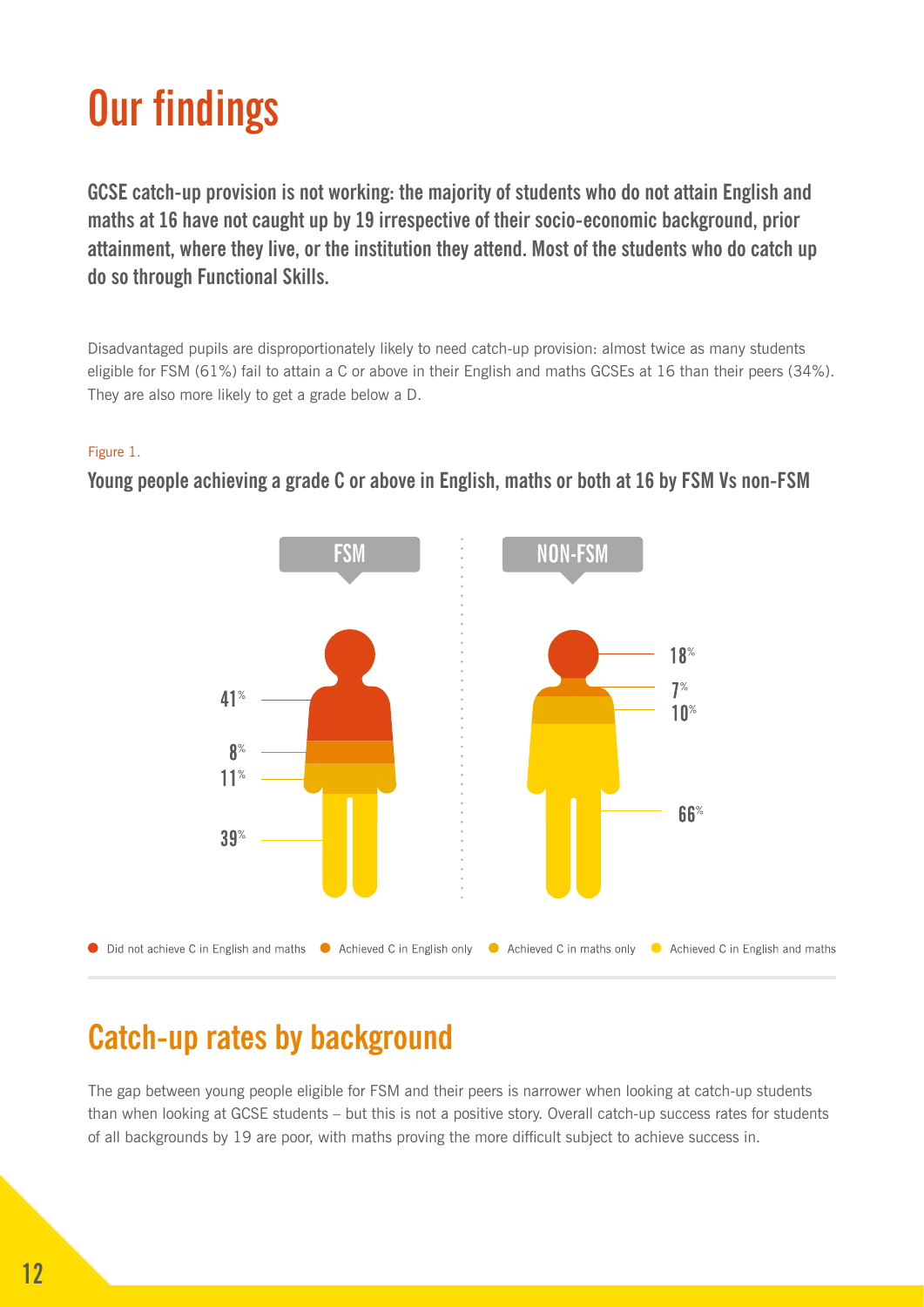# Our findings

**GCSE catch-up provision is not working: the majority of students who do not attain English and maths at 16 have not caught up by 19 irrespective of their socio-economic background, prior attainment, where they live, or the institution they attend. Most of the students who do catch up do so through Functional Skills.**

Disadvantaged pupils are disproportionately likely to need catch-up provision: almost twice as many students eligible for FSM (61%) fail to attain a C or above in their English and maths GCSEs at 16 than their peers (34%). They are also more likely to get a grade below a D.

Figure 1.

**Young people achieving a grade C or above in English, maths or both at 16 by FSM Vs non-FSM**

| | FSM | NON-FSM |
|---|---|---|
| Did not achieve C in English and maths | 41% | 18% |
| Achieved C in English only | 8% | 7% |
| Achieved C in maths only | 11% | 10% |
| Achieved C in English and maths | 39% | 66% |

## Catch-up rates by background

The gap between young people eligible for FSM and their peers is narrower when looking at catch-up students than when looking at GCSE students – but this is not a positive story. Overall catch-up success rates for students of all backgrounds by 19 are poor, with maths proving the more difficult subject to achieve success in.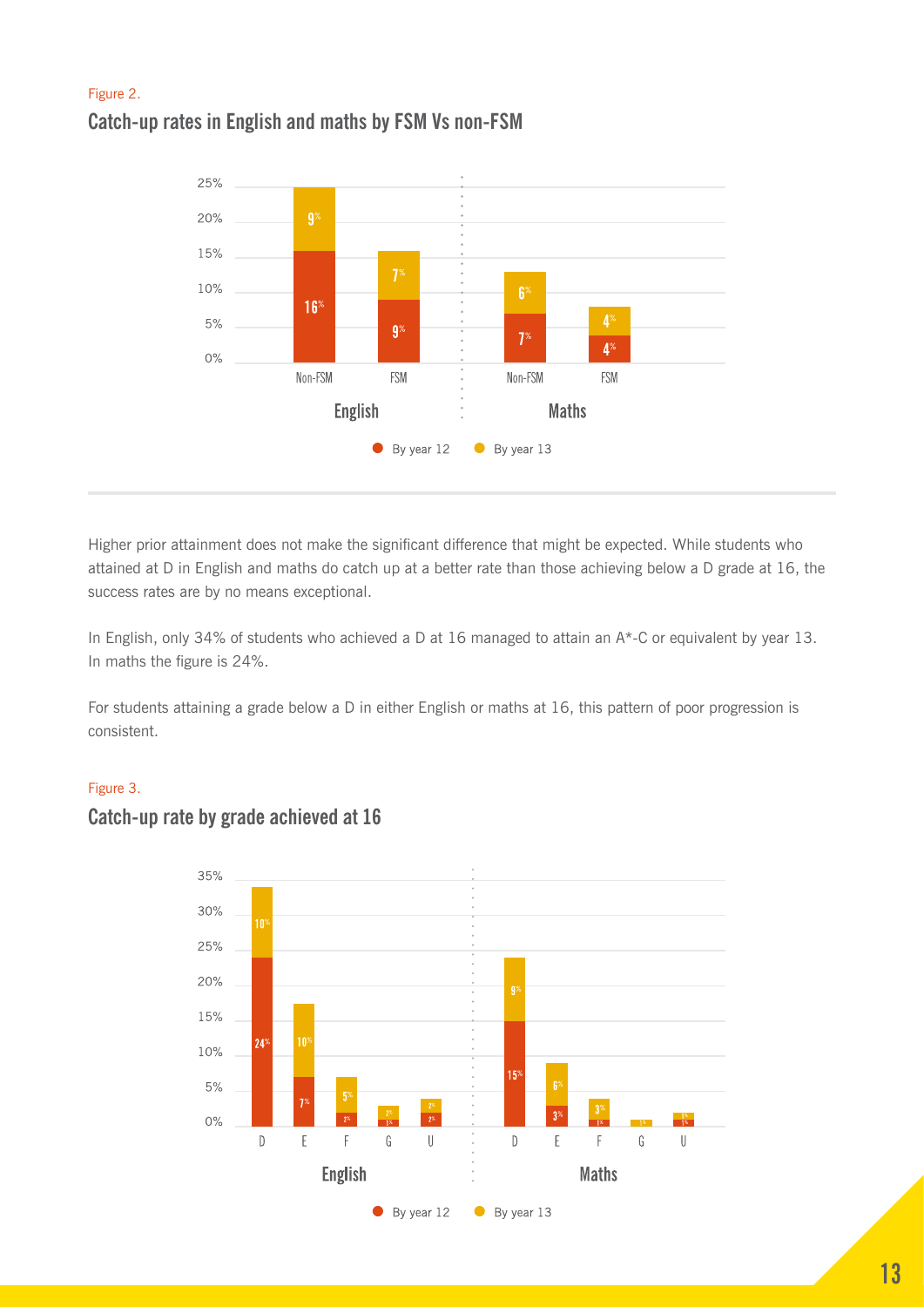Figure 2.

## Catch-up rates in English and maths by FSM Vs non-FSM

| | English Non-FSM | English FSM | Maths Non-FSM | Maths FSM |
|---|---|---|---|---|
| By year 12 | 16% | 9% | 7% | 4% |
| By year 13 | 9% | 7% | 6% | 4% |

Higher prior attainment does not make the significant difference that might be expected. While students who attained at D in English and maths do catch up at a better rate than those achieving below a D grade at 16, the success rates are by no means exceptional.

In English, only 34% of students who achieved a D at 16 managed to attain an A*-C or equivalent by year 13. In maths the figure is 24%.

For students attaining a grade below a D in either English or maths at 16, this pattern of poor progression is consistent.

Figure 3.

## Catch-up rate by grade achieved at 16

| | English D | English E | English F | English G | English U | Maths D | Maths E | Maths F | Maths G | Maths U |
|---|---|---|---|---|---|---|---|---|---|---|
| By year 12 | 24% | 7% | 2% | 1% | 2% | 15% | 3% | 1% | | 1% |
| By year 13 | 10% | 10% | 5% | 2% | 2% | 9% | 6% | 3% | 1% | 1% |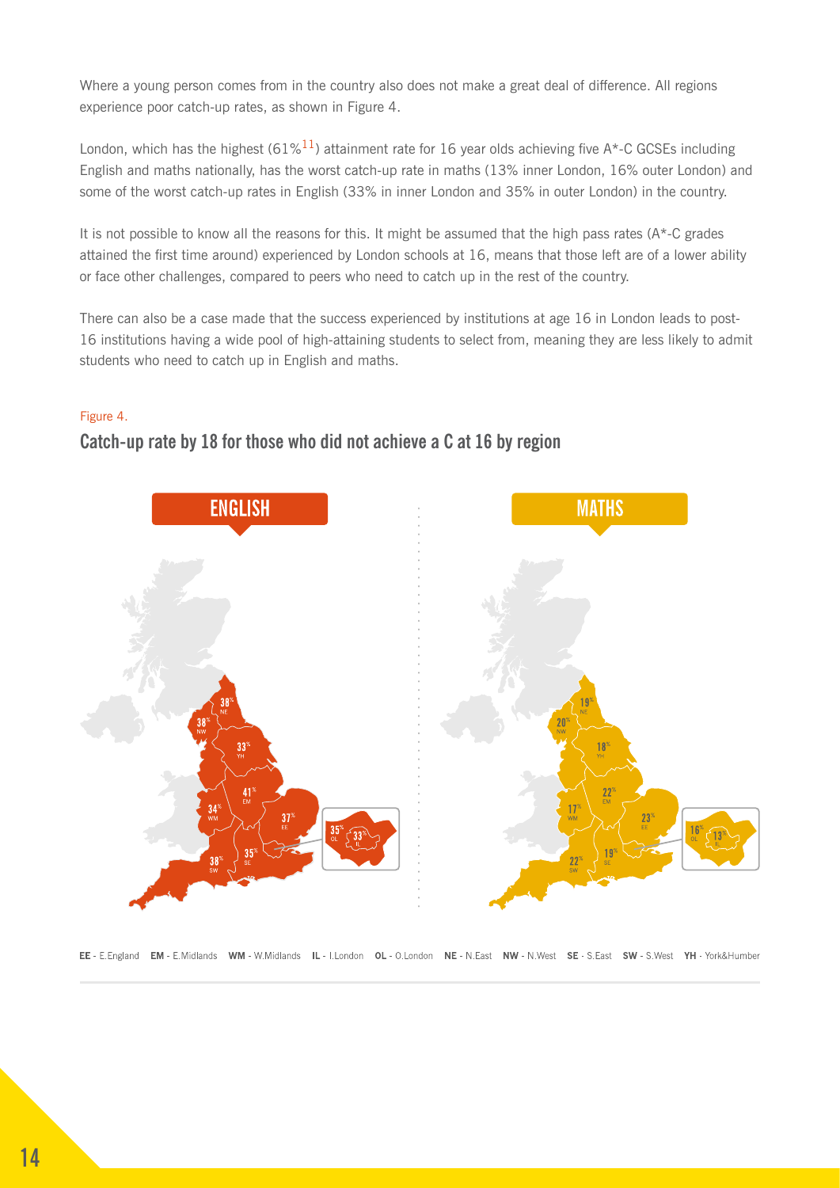Where a young person comes from in the country also does not make a great deal of difference. All regions experience poor catch-up rates, as shown in Figure 4.

London, which has the highest (61%[11]) attainment rate for 16 year olds achieving five A*-C GCSEs including English and maths nationally, has the worst catch-up rate in maths (13% inner London, 16% outer London) and some of the worst catch-up rates in English (33% in inner London and 35% in outer London) in the country.

It is not possible to know all the reasons for this. It might be assumed that the high pass rates (A*-C grades attained the first time around) experienced by London schools at 16, means that those left are of a lower ability or face other challenges, compared to peers who need to catch up in the rest of the country.

There can also be a case made that the success experienced by institutions at age 16 in London leads to post-16 institutions having a wide pool of high-attaining students to select from, meaning they are less likely to admit students who need to catch up in English and maths.

Figure 4.

**Catch-up rate by 18 for those who did not achieve a C at 16 by region**

| Region | English | Maths |
|---|---|---|
| NE | 38% | 19% |
| NW | 38% | 20% |
| YH | 33% | 18% |
| EM | 41% | 22% |
| WM | 34% | 17% |
| EE | 37% | 23% |
| OL | 35% | 16% |
| IL | 33% | 13% |
| SE | 35% | 19% |
| SW | 38% | 22% |

**EE** - E.England **EM** - E.Midlands **WM** - W.Midlands **IL** - I.London **OL** - O.London **NE** - N.East **NW** - N.West **SE** - S.East **SW** - S.West **YH** - York&Humber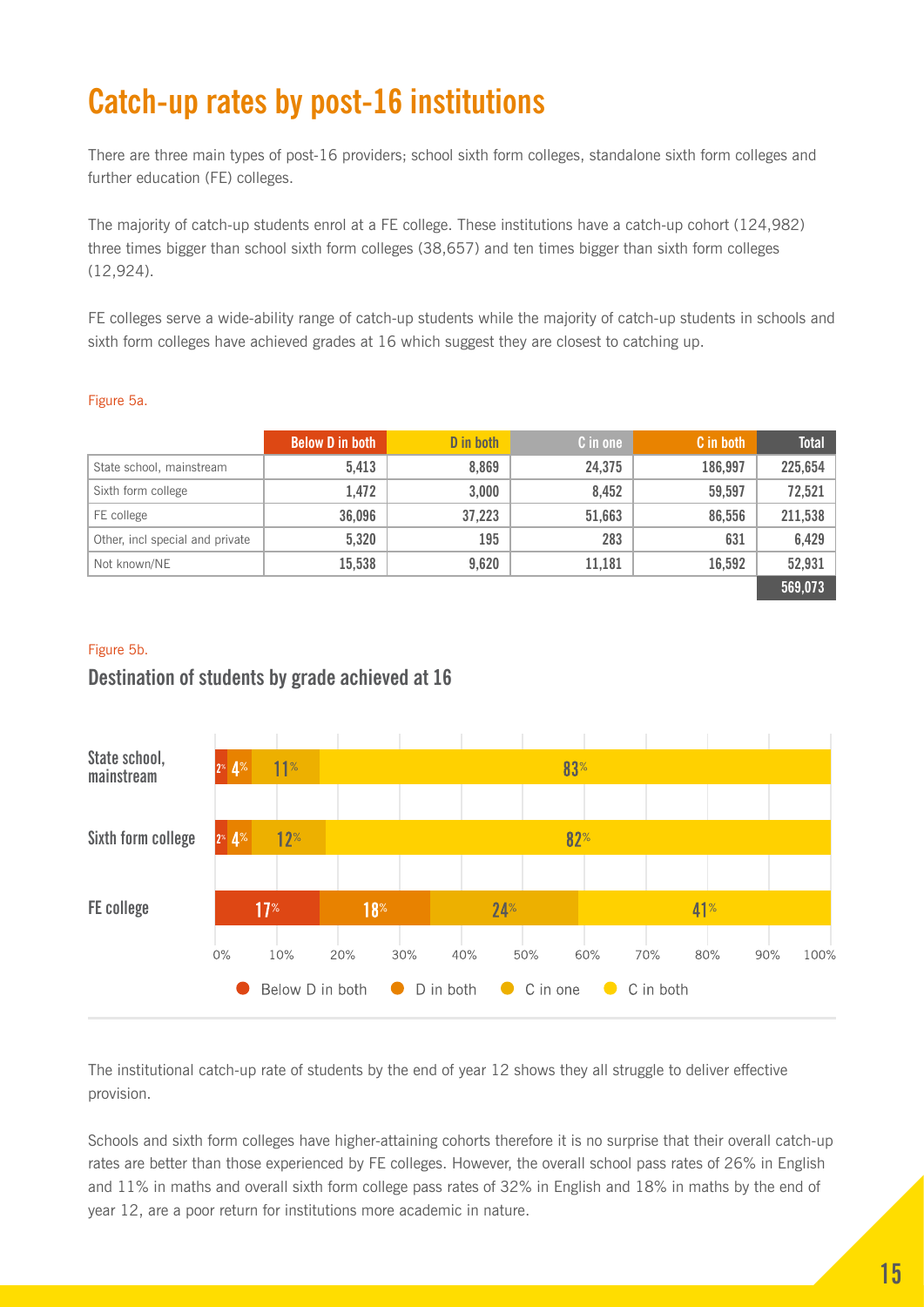# Catch-up rates by post-16 institutions

There are three main types of post-16 providers; school sixth form colleges, standalone sixth form colleges and further education (FE) colleges.

The majority of catch-up students enrol at a FE college. These institutions have a catch-up cohort (124,982) three times bigger than school sixth form colleges (38,657) and ten times bigger than sixth form colleges (12,924).

FE colleges serve a wide-ability range of catch-up students while the majority of catch-up students in schools and sixth form colleges have achieved grades at 16 which suggest they are closest to catching up.

Figure 5a.

| | Below D in both | D in both | C in one | C in both | Total |
|---|---|---|---|---|---|
| State school, mainstream | 5,413 | 8,869 | 24,375 | 186,997 | 225,654 |
| Sixth form college | 1,472 | 3,000 | 8,452 | 59,597 | 72,521 |
| FE college | 36,096 | 37,223 | 51,663 | 86,556 | 211,538 |
| Other, incl special and private | 5,320 | 195 | 283 | 631 | 6,429 |
| Not known/NE | 15,538 | 9,620 | 11,181 | 16,592 | 52,931 |
| | | | | | 569,073 |

Figure 5b.

## Destination of students by grade achieved at 16

| | Below D in both | D in both | C in one | C in both |
|---|---|---|---|---|
| State school, mainstream | 2% | 4% | 11% | 83% |
| Sixth form college | 2% | 4% | 12% | 82% |
| FE college | 17% | 18% | 24% | 41% |

The institutional catch-up rate of students by the end of year 12 shows they all struggle to deliver effective provision.

Schools and sixth form colleges have higher-attaining cohorts therefore it is no surprise that their overall catch-up rates are better than those experienced by FE colleges. However, the overall school pass rates of 26% in English and 11% in maths and overall sixth form college pass rates of 32% in English and 18% in maths by the end of year 12, are a poor return for institutions more academic in nature.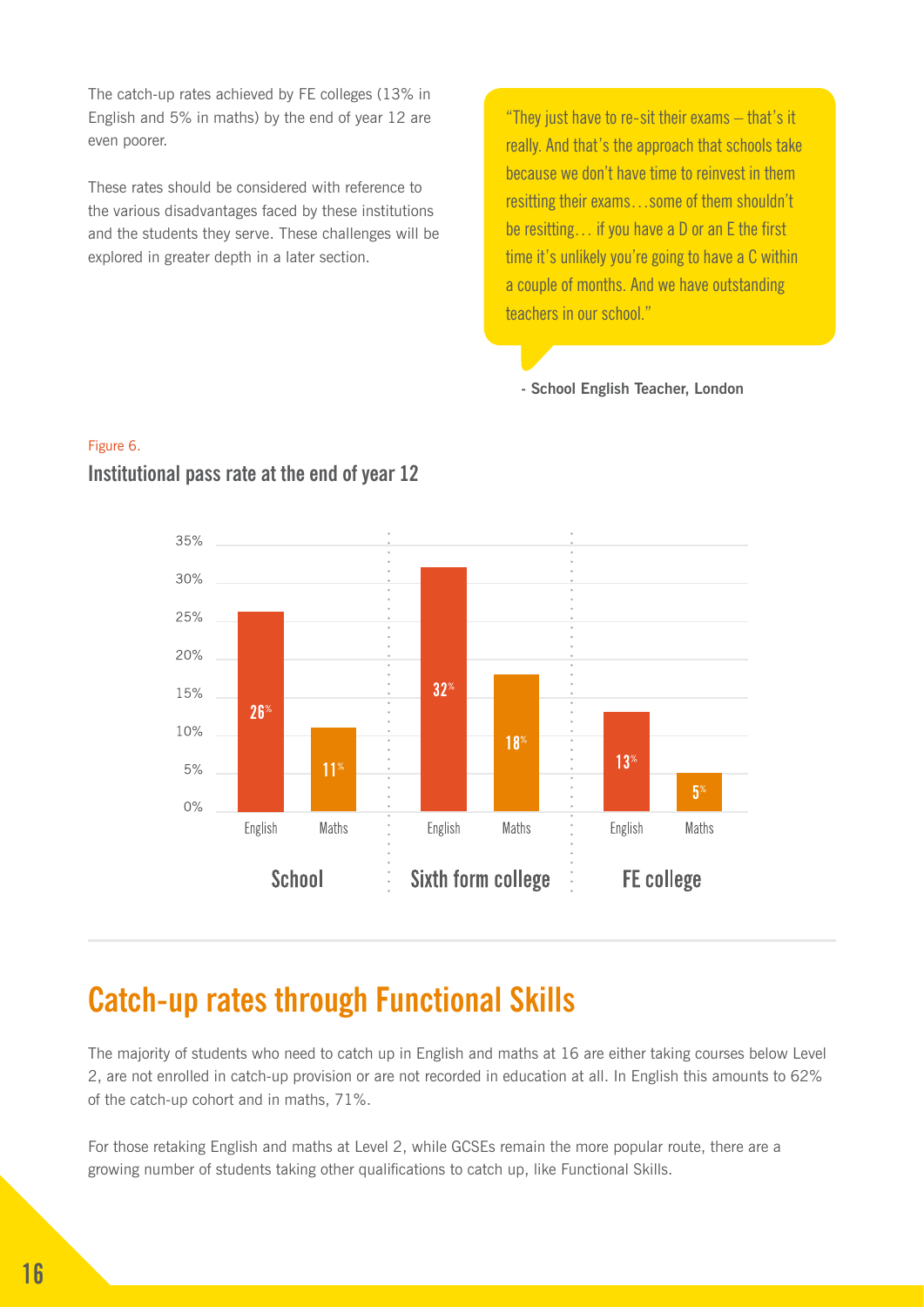The catch-up rates achieved by FE colleges (13% in English and 5% in maths) by the end of year 12 are even poorer.

These rates should be considered with reference to the various disadvantages faced by these institutions and the students they serve. These challenges will be explored in greater depth in a later section.

> "They just have to re-sit their exams – that's it really. And that's the approach that schools take because we don't have time to reinvest in them resitting their exams…some of them shouldn't be resitting… if you have a D or an E the first time it's unlikely you're going to have a C within a couple of months. And we have outstanding teachers in our school."
>
> **- School English Teacher, London**

Figure 6.

**Institutional pass rate at the end of year 12**

| | School | | Sixth form college | | FE college | |
|---|---|---|---|---|---|---|
| | English | Maths | English | Maths | English | Maths |
| Pass rate | 26% | 11% | 32% | 18% | 13% | 5% |

## Catch-up rates through Functional Skills

The majority of students who need to catch up in English and maths at 16 are either taking courses below Level 2, are not enrolled in catch-up provision or are not recorded in education at all. In English this amounts to 62% of the catch-up cohort and in maths, 71%.

For those retaking English and maths at Level 2, while GCSEs remain the more popular route, there are a growing number of students taking other qualifications to catch up, like Functional Skills.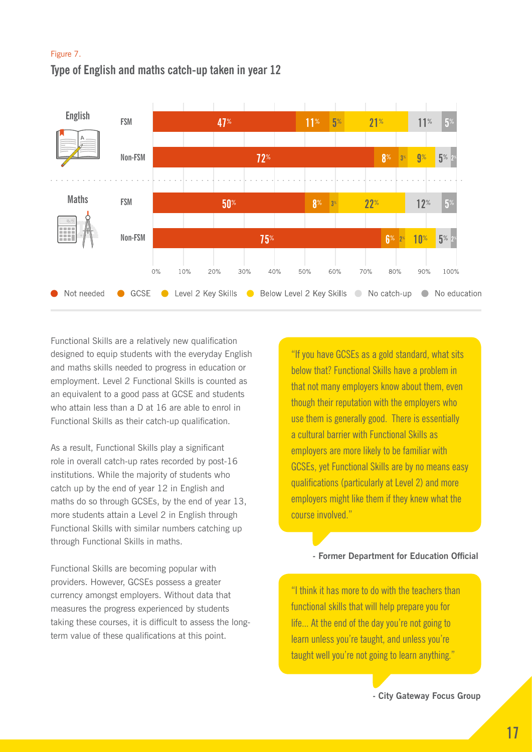Figure 7.

## Type of English and maths catch-up taken in year 12

| | | Not needed | GCSE | Level 2 Key Skills | Below Level 2 Key Skills | No catch-up | No education |
|---|---|---|---|---|---|---|---|
| English | FSM | 47% | 11% | 5% | 21% | 11% | 5% |
| | Non-FSM | 72% | 8% | 3% | 9% | 5% | 2% |
| Maths | FSM | 50% | 8% | 3% | 22% | 12% | 5% |
| | Non-FSM | 75% | 6% | 2% | 10% | 5% | 2% |

Functional Skills are a relatively new qualification designed to equip students with the everyday English and maths skills needed to progress in education or employment. Level 2 Functional Skills is counted as an equivalent to a good pass at GCSE and students who attain less than a D at 16 are able to enrol in Functional Skills as their catch-up qualification.

As a result, Functional Skills play a significant role in overall catch-up rates recorded by post-16 institutions. While the majority of students who catch up by the end of year 12 in English and maths do so through GCSEs, by the end of year 13, more students attain a Level 2 in English through Functional Skills with similar numbers catching up through Functional Skills in maths.

Functional Skills are becoming popular with providers. However, GCSEs possess a greater currency amongst employers. Without data that measures the progress experienced by students taking these courses, it is difficult to assess the long-term value of these qualifications at this point.

> "If you have GCSEs as a gold standard, what sits below that? Functional Skills have a problem in that not many employers know about them, even though their reputation with the employers who use them is generally good. There is essentially a cultural barrier with Functional Skills as employers are more likely to be familiar with GCSEs, yet Functional Skills are by no means easy qualifications (particularly at Level 2) and more employers might like them if they knew what the course involved."

**- Former Department for Education Official**

> "I think it has more to do with the teachers than functional skills that will help prepare you for life... At the end of the day you're not going to learn unless you're taught, and unless you're taught well you're not going to learn anything."

**- City Gateway Focus Group**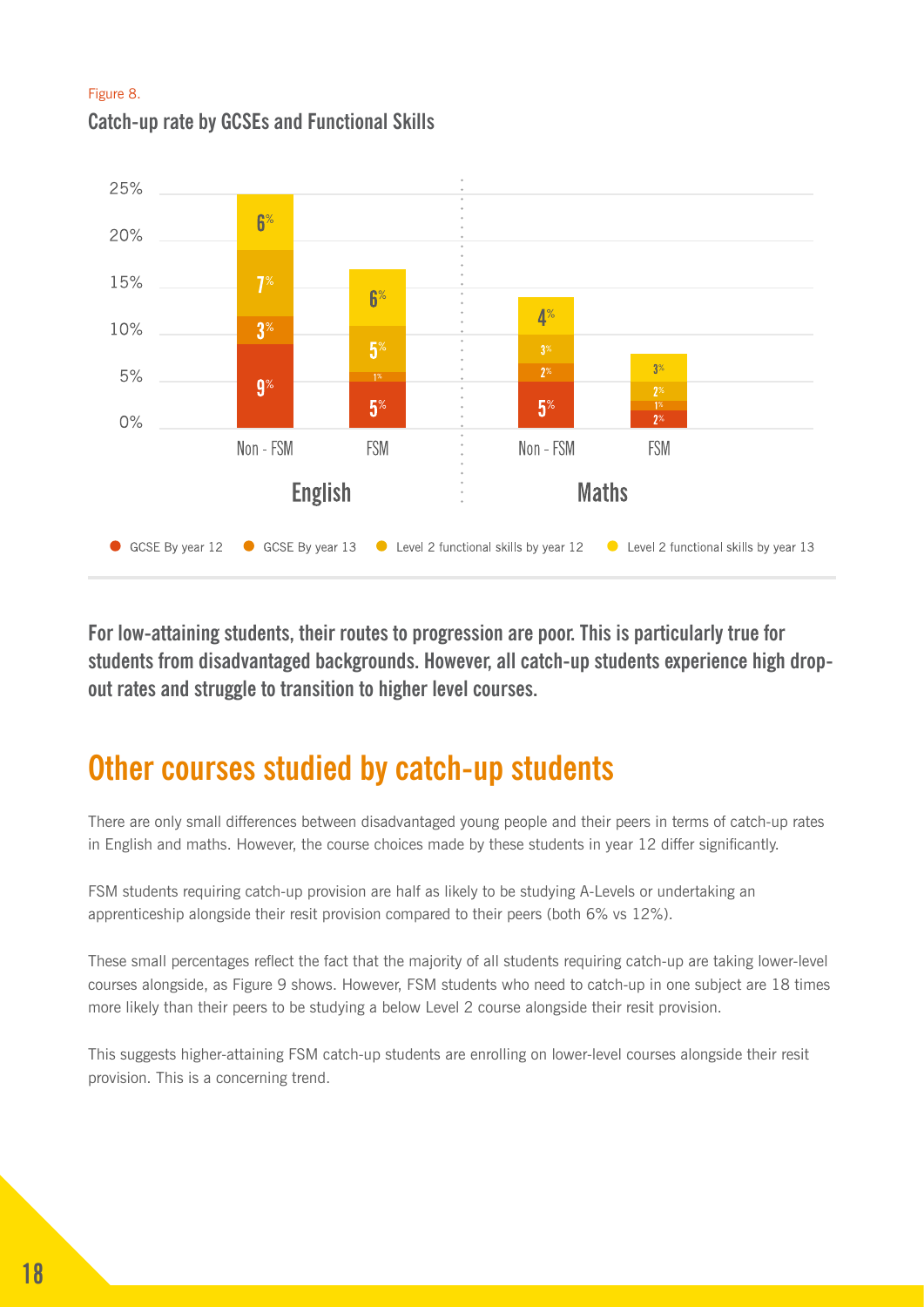Figure 8.

**Catch-up rate by GCSEs and Functional Skills**

| | English Non - FSM | English FSM | Maths Non - FSM | Maths FSM |
|---|---|---|---|---|
| GCSE By year 12 | 9% | 5% | 5% | 2% |
| GCSE By year 13 | 3% | 1% | 2% | 1% |
| Level 2 functional skills by year 12 | 7% | 5% | 3% | 2% |
| Level 2 functional skills by year 13 | 6% | 6% | 4% | 3% |

**For low-attaining students, their routes to progression are poor. This is particularly true for students from disadvantaged backgrounds. However, all catch-up students experience high drop-out rates and struggle to transition to higher level courses.**

## Other courses studied by catch-up students

There are only small differences between disadvantaged young people and their peers in terms of catch-up rates in English and maths. However, the course choices made by these students in year 12 differ significantly.

FSM students requiring catch-up provision are half as likely to be studying A-Levels or undertaking an apprenticeship alongside their resit provision compared to their peers (both 6% vs 12%).

These small percentages reflect the fact that the majority of all students requiring catch-up are taking lower-level courses alongside, as Figure 9 shows. However, FSM students who need to catch-up in one subject are 18 times more likely than their peers to be studying a below Level 2 course alongside their resit provision.

This suggests higher-attaining FSM catch-up students are enrolling on lower-level courses alongside their resit provision. This is a concerning trend.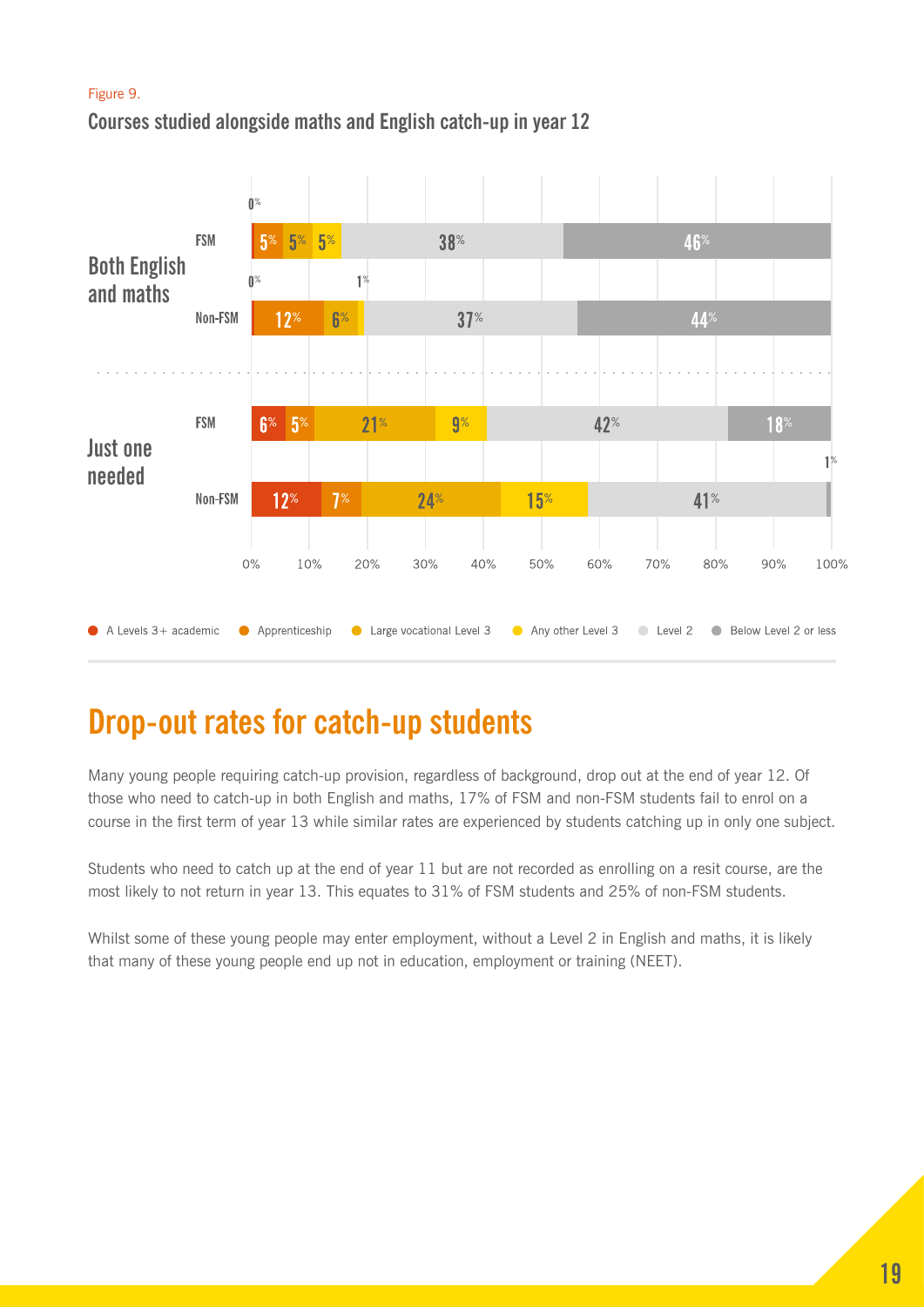Figure 9.

**Courses studied alongside maths and English catch-up in year 12**

| | | A Levels 3+ academic | Apprenticeship | Large vocational Level 3 | Any other Level 3 | Level 2 | Below Level 2 or less |
|---|---|---|---|---|---|---|---|
| Both English and maths | FSM | 0% | 5% | 5% | 5% | 38% | 46% |
| | Non-FSM | 0% | 12% | 6% | 1% | 37% | 44% |
| Just one needed | FSM | 6% | 5% | 21% | 9% | 42% | 18% |
| | Non-FSM | 12% | 7% | 24% | 15% | 41% | 1% |

## Drop-out rates for catch-up students

Many young people requiring catch-up provision, regardless of background, drop out at the end of year 12. Of those who need to catch-up in both English and maths, 17% of FSM and non-FSM students fail to enrol on a course in the first term of year 13 while similar rates are experienced by students catching up in only one subject.

Students who need to catch up at the end of year 11 but are not recorded as enrolling on a resit course, are the most likely to not return in year 13. This equates to 31% of FSM students and 25% of non-FSM students.

Whilst some of these young people may enter employment, without a Level 2 in English and maths, it is likely that many of these young people end up not in education, employment or training (NEET).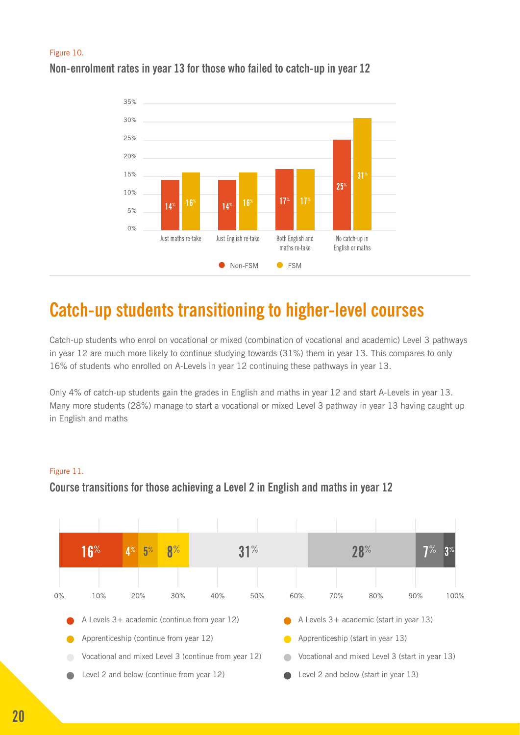Figure 10.

**Non-enrolment rates in year 13 for those who failed to catch-up in year 12**

| | Non-FSM | FSM |
| --- | --- | --- |
| Just maths re-take | 14% | 16% |
| Just English re-take | 14% | 16% |
| Both English and maths re-take | 17% | 17% |
| No catch-up in English or maths | 25% | 31% |

# Catch-up students transitioning to higher-level courses

Catch-up students who enrol on vocational or mixed (combination of vocational and academic) Level 3 pathways in year 12 are much more likely to continue studying towards (31%) them in year 13. This compares to only 16% of students who enrolled on A-Levels in year 12 continuing these pathways in year 13.

Only 4% of catch-up students gain the grades in English and maths in year 12 and start A-Levels in year 13. Many more students (28%) manage to start a vocational or mixed Level 3 pathway in year 13 having caught up in English and maths

Figure 11.

**Course transitions for those achieving a Level 2 in English and maths in year 12**

| Course transition | % |
| --- | --- |
| A Levels 3+ academic (continue from year 12) | 16% |
| A Levels 3+ academic (start in year 13) | 4% |
| Apprenticeship (continue from year 12) | 5% |
| Apprenticeship (start in year 13) | 8% |
| Vocational and mixed Level 3 (continue from year 12) | 31% |
| Vocational and mixed Level 3 (start in year 13) | 28% |
| Level 2 and below (continue from year 12) | 7% |
| Level 2 and below (start in year 13) | 3% |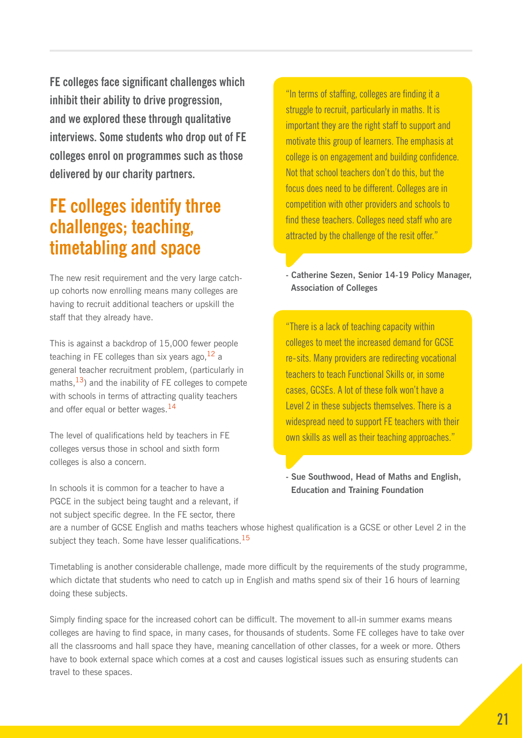**FE colleges face significant challenges which inhibit their ability to drive progression, and we explored these through qualitative interviews. Some students who drop out of FE colleges enrol on programmes such as those delivered by our charity partners.**

## FE colleges identify three challenges; teaching, timetabling and space

The new resit requirement and the very large catch-up cohorts now enrolling means many colleges are having to recruit additional teachers or upskill the staff that they already have.

This is against a backdrop of 15,000 fewer people teaching in FE colleges than six years ago,[12] a general teacher recruitment problem, (particularly in maths,[13]) and the inability of FE colleges to compete with schools in terms of attracting quality teachers and offer equal or better wages.[14]

The level of qualifications held by teachers in FE colleges versus those in school and sixth form colleges is also a concern.

In schools it is common for a teacher to have a PGCE in the subject being taught and a relevant, if not subject specific degree. In the FE sector, there are a number of GCSE English and maths teachers whose highest qualification is a GCSE or other Level 2 in the subject they teach. Some have lesser qualifications.[15]

Timetabling is another considerable challenge, made more difficult by the requirements of the study programme, which dictate that students who need to catch up in English and maths spend six of their 16 hours of learning doing these subjects.

Simply finding space for the increased cohort can be difficult. The movement to all-in summer exams means colleges are having to find space, in many cases, for thousands of students. Some FE colleges have to take over all the classrooms and hall space they have, meaning cancellation of other classes, for a week or more. Others have to book external space which comes at a cost and causes logistical issues such as ensuring students can travel to these spaces.

> "In terms of staffing, colleges are finding it a struggle to recruit, particularly in maths. It is important they are the right staff to support and motivate this group of learners. The emphasis at college is on engagement and building confidence. Not that school teachers don't do this, but the focus does need to be different. Colleges are in competition with other providers and schools to find these teachers. Colleges need staff who are attracted by the challenge of the resit offer."
>
> **- Catherine Sezen, Senior 14-19 Policy Manager, Association of Colleges**

> "There is a lack of teaching capacity within colleges to meet the increased demand for GCSE re-sits. Many providers are redirecting vocational teachers to teach Functional Skills or, in some cases, GCSEs. A lot of these folk won't have a Level 2 in these subjects themselves. There is a widespread need to support FE teachers with their own skills as well as their teaching approaches."
>
> **- Sue Southwood, Head of Maths and English, Education and Training Foundation**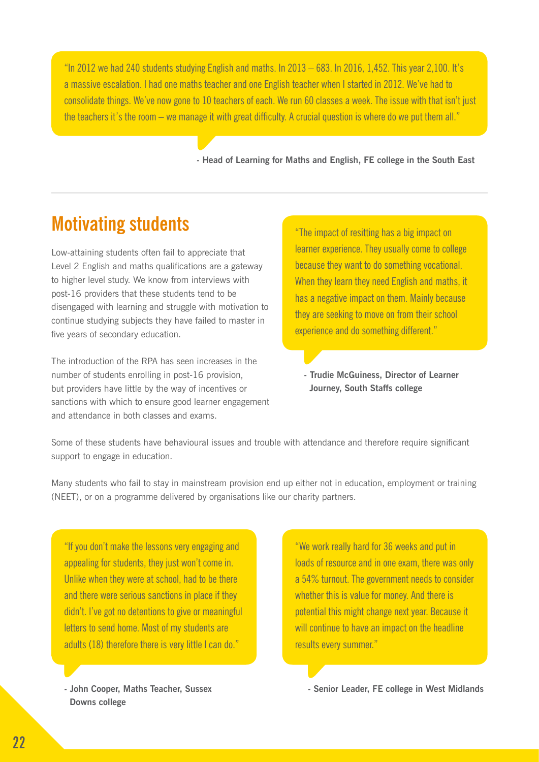> "In 2012 we had 240 students studying English and maths. In 2013 – 683. In 2016, 1,452. This year 2,100. It's a massive escalation. I had one maths teacher and one English teacher when I started in 2012. We've had to consolidate things. We've now gone to 10 teachers of each. We run 60 classes a week. The issue with that isn't just the teachers it's the room – we manage it with great difficulty. A crucial question is where do we put them all."

**- Head of Learning for Maths and English, FE college in the South East**

## Motivating students

Low-attaining students often fail to appreciate that Level 2 English and maths qualifications are a gateway to higher level study. We know from interviews with post-16 providers that these students tend to be disengaged with learning and struggle with motivation to continue studying subjects they have failed to master in five years of secondary education.

The introduction of the RPA has seen increases in the number of students enrolling in post-16 provision, but providers have little by the way of incentives or sanctions with which to ensure good learner engagement and attendance in both classes and exams.

> "The impact of resitting has a big impact on learner experience. They usually come to college because they want to do something vocational. When they learn they need English and maths, it has a negative impact on them. Mainly because they are seeking to move on from their school experience and do something different."

**- Trudie McGuiness, Director of Learner Journey, South Staffs college**

Some of these students have behavioural issues and trouble with attendance and therefore require significant support to engage in education.

Many students who fail to stay in mainstream provision end up either not in education, employment or training (NEET), or on a programme delivered by organisations like our charity partners.

> "If you don't make the lessons very engaging and appealing for students, they just won't come in. Unlike when they were at school, had to be there and there were serious sanctions in place if they didn't. I've got no detentions to give or meaningful letters to send home. Most of my students are adults (18) therefore there is very little I can do."

**- John Cooper, Maths Teacher, Sussex Downs college**

> "We work really hard for 36 weeks and put in loads of resource and in one exam, there was only a 54% turnout. The government needs to consider whether this is value for money. And there is potential this might change next year. Because it will continue to have an impact on the headline results every summer."

**- Senior Leader, FE college in West Midlands**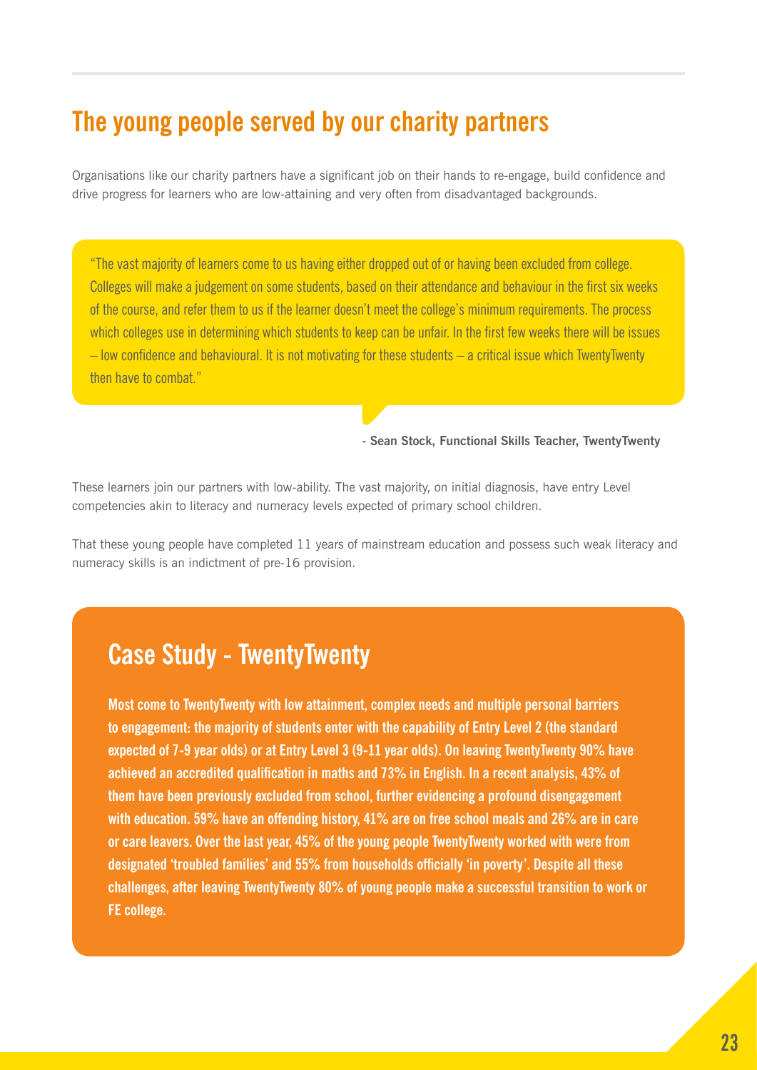## The young people served by our charity partners

Organisations like our charity partners have a significant job on their hands to re-engage, build confidence and drive progress for learners who are low-attaining and very often from disadvantaged backgrounds.

> "The vast majority of learners come to us having either dropped out of or having been excluded from college. Colleges will make a judgement on some students, based on their attendance and behaviour in the first six weeks of the course, and refer them to us if the learner doesn't meet the college's minimum requirements. The process which colleges use in determining which students to keep can be unfair. In the first few weeks there will be issues – low confidence and behavioural. It is not motivating for these students – a critical issue which TwentyTwenty then have to combat."
>
> **- Sean Stock, Functional Skills Teacher, TwentyTwenty**

These learners join our partners with low-ability. The vast majority, on initial diagnosis, have entry Level competencies akin to literacy and numeracy levels expected of primary school children.

That these young people have completed 11 years of mainstream education and possess such weak literacy and numeracy skills is an indictment of pre-16 provision.

## Case Study - TwentyTwenty

**Most come to TwentyTwenty with low attainment, complex needs and multiple personal barriers to engagement: the majority of students enter with the capability of Entry Level 2 (the standard expected of 7-9 year olds) or at Entry Level 3 (9-11 year olds). On leaving TwentyTwenty 90% have achieved an accredited qualification in maths and 73% in English. In a recent analysis, 43% of them have been previously excluded from school, further evidencing a profound disengagement with education. 59% have an offending history, 41% are on free school meals and 26% are in care or care leavers. Over the last year, 45% of the young people TwentyTwenty worked with were from designated 'troubled families' and 55% from households officially 'in poverty'. Despite all these challenges, after leaving TwentyTwenty 80% of young people make a successful transition to work or FE college.**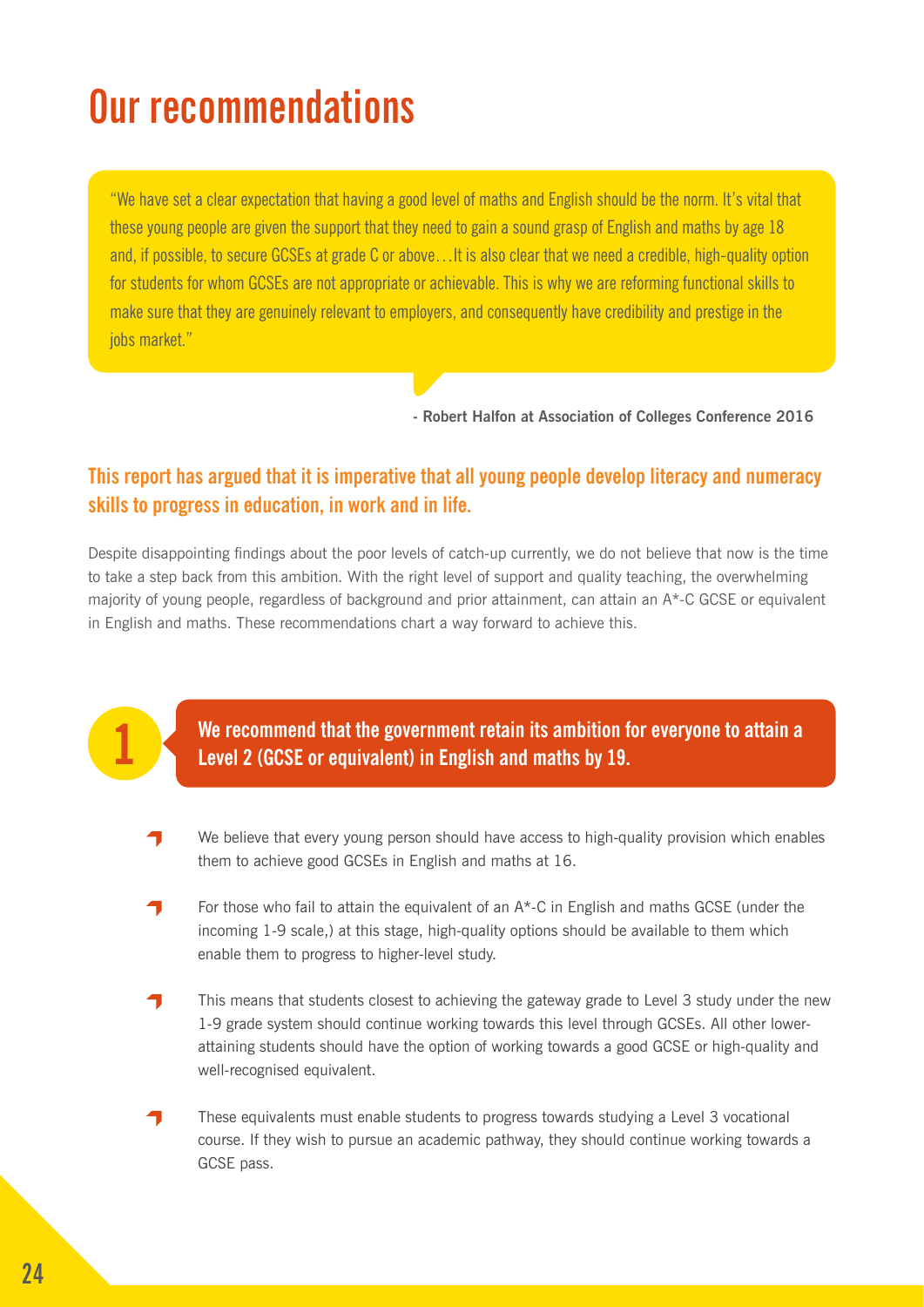# Our recommendations

> "We have set a clear expectation that having a good level of maths and English should be the norm. It's vital that these young people are given the support that they need to gain a sound grasp of English and maths by age 18 and, if possible, to secure GCSEs at grade C or above…It is also clear that we need a credible, high-quality option for students for whom GCSEs are not appropriate or achievable. This is why we are reforming functional skills to make sure that they are genuinely relevant to employers, and consequently have credibility and prestige in the jobs market."
>
> **- Robert Halfon at Association of Colleges Conference 2016**

## This report has argued that it is imperative that all young people develop literacy and numeracy skills to progress in education, in work and in life.

Despite disappointing findings about the poor levels of catch-up currently, we do not believe that now is the time to take a step back from this ambition. With the right level of support and quality teaching, the overwhelming majority of young people, regardless of background and prior attainment, can attain an A*-C GCSE or equivalent in English and maths. These recommendations chart a way forward to achieve this.

### 1 We recommend that the government retain its ambition for everyone to attain a Level 2 (GCSE or equivalent) in English and maths by 19.

- We believe that every young person should have access to high-quality provision which enables them to achieve good GCSEs in English and maths at 16.
- For those who fail to attain the equivalent of an A*-C in English and maths GCSE (under the incoming 1-9 scale,) at this stage, high-quality options should be available to them which enable them to progress to higher-level study.
- This means that students closest to achieving the gateway grade to Level 3 study under the new 1-9 grade system should continue working towards this level through GCSEs. All other lower-attaining students should have the option of working towards a good GCSE or high-quality and well-recognised equivalent.
- These equivalents must enable students to progress towards studying a Level 3 vocational course. If they wish to pursue an academic pathway, they should continue working towards a GCSE pass.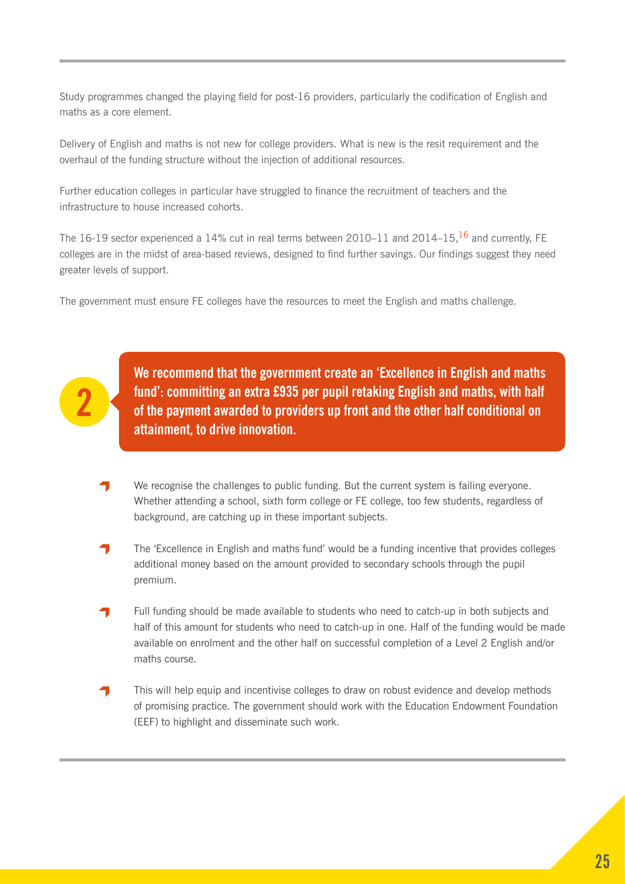Study programmes changed the playing field for post-16 providers, particularly the codification of English and maths as a core element.

Delivery of English and maths is not new for college providers. What is new is the resit requirement and the overhaul of the funding structure without the injection of additional resources.

Further education colleges in particular have struggled to finance the recruitment of teachers and the infrastructure to house increased cohorts.

The 16-19 sector experienced a 14% cut in real terms between 2010–11 and 2014–15,[16] and currently, FE colleges are in the midst of area-based reviews, designed to find further savings. Our findings suggest they need greater levels of support.

The government must ensure FE colleges have the resources to meet the English and maths challenge.

**2**

**We recommend that the government create an 'Excellence in English and maths fund': committing an extra £935 per pupil retaking English and maths, with half of the payment awarded to providers up front and the other half conditional on attainment, to drive innovation.**

- We recognise the challenges to public funding. But the current system is failing everyone. Whether attending a school, sixth form college or FE college, too few students, regardless of background, are catching up in these important subjects.
- The 'Excellence in English and maths fund' would be a funding incentive that provides colleges additional money based on the amount provided to secondary schools through the pupil premium.
- Full funding should be made available to students who need to catch-up in both subjects and half of this amount for students who need to catch-up in one. Half of the funding would be made available on enrolment and the other half on successful completion of a Level 2 English and/or maths course.
- This will help equip and incentivise colleges to draw on robust evidence and develop methods of promising practice. The government should work with the Education Endowment Foundation (EEF) to highlight and disseminate such work.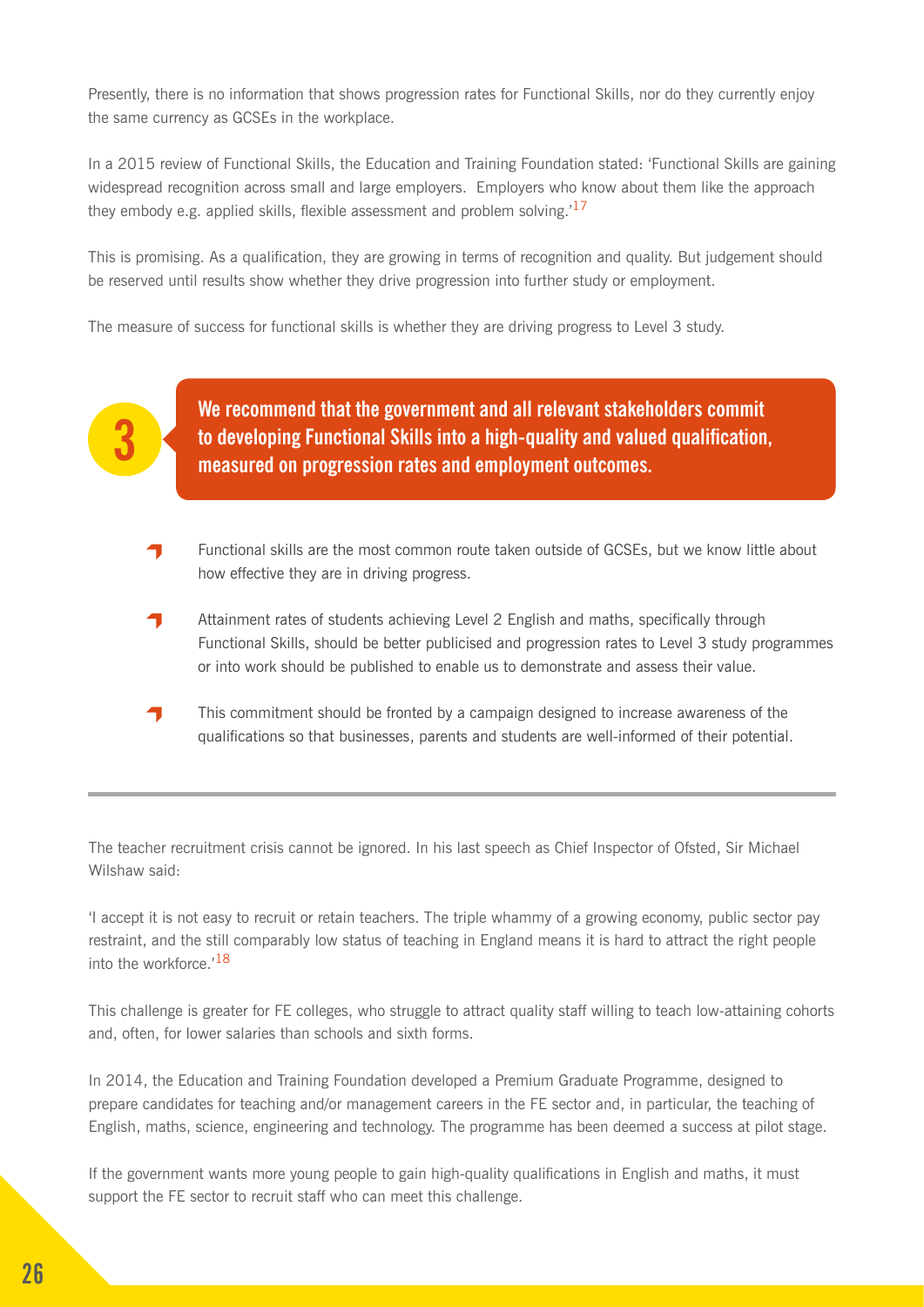Presently, there is no information that shows progression rates for Functional Skills, nor do they currently enjoy the same currency as GCSEs in the workplace.

In a 2015 review of Functional Skills, the Education and Training Foundation stated: 'Functional Skills are gaining widespread recognition across small and large employers. Employers who know about them like the approach they embody e.g. applied skills, flexible assessment and problem solving.'[17]

This is promising. As a qualification, they are growing in terms of recognition and quality. But judgement should be reserved until results show whether they drive progression into further study or employment.

The measure of success for functional skills is whether they are driving progress to Level 3 study.

**3**

**We recommend that the government and all relevant stakeholders commit to developing Functional Skills into a high-quality and valued qualification, measured on progression rates and employment outcomes.**

- Functional skills are the most common route taken outside of GCSEs, but we know little about how effective they are in driving progress.
- Attainment rates of students achieving Level 2 English and maths, specifically through Functional Skills, should be better publicised and progression rates to Level 3 study programmes or into work should be published to enable us to demonstrate and assess their value.
- This commitment should be fronted by a campaign designed to increase awareness of the qualifications so that businesses, parents and students are well-informed of their potential.

---

The teacher recruitment crisis cannot be ignored. In his last speech as Chief Inspector of Ofsted, Sir Michael Wilshaw said:

'I accept it is not easy to recruit or retain teachers. The triple whammy of a growing economy, public sector pay restraint, and the still comparably low status of teaching in England means it is hard to attract the right people into the workforce.'[18]

This challenge is greater for FE colleges, who struggle to attract quality staff willing to teach low-attaining cohorts and, often, for lower salaries than schools and sixth forms.

In 2014, the Education and Training Foundation developed a Premium Graduate Programme, designed to prepare candidates for teaching and/or management careers in the FE sector and, in particular, the teaching of English, maths, science, engineering and technology. The programme has been deemed a success at pilot stage.

If the government wants more young people to gain high-quality qualifications in English and maths, it must support the FE sector to recruit staff who can meet this challenge.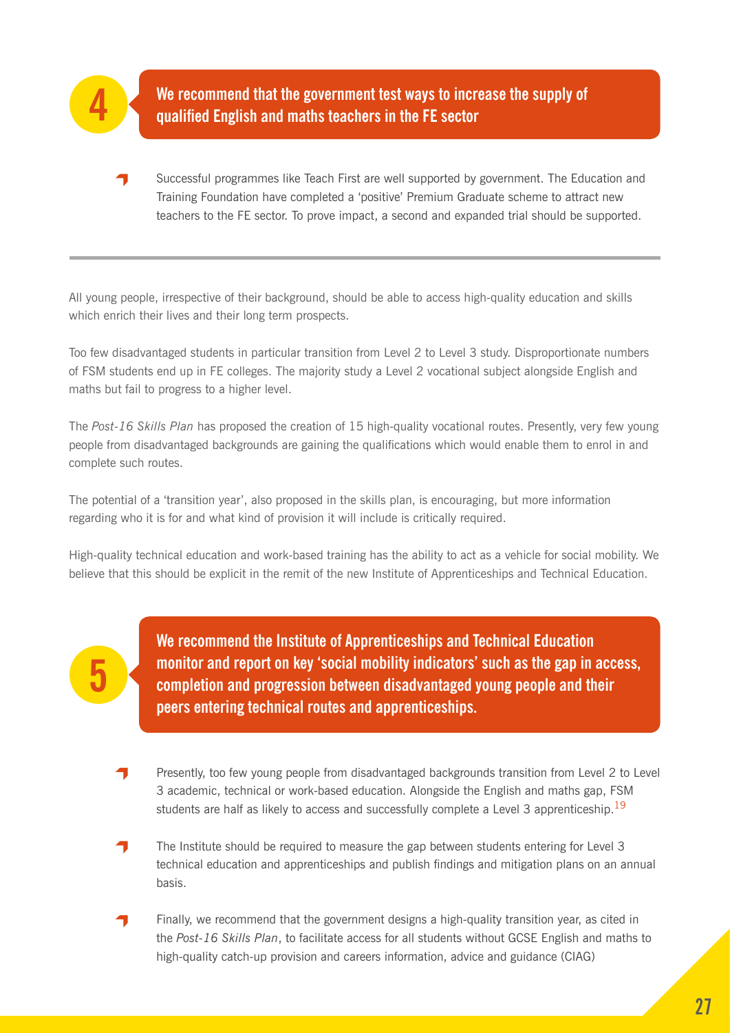## 4 We recommend that the government test ways to increase the supply of qualified English and maths teachers in the FE sector

- Successful programmes like Teach First are well supported by government. The Education and Training Foundation have completed a 'positive' Premium Graduate scheme to attract new teachers to the FE sector. To prove impact, a second and expanded trial should be supported.

---

All young people, irrespective of their background, should be able to access high-quality education and skills which enrich their lives and their long term prospects.

Too few disadvantaged students in particular transition from Level 2 to Level 3 study. Disproportionate numbers of FSM students end up in FE colleges. The majority study a Level 2 vocational subject alongside English and maths but fail to progress to a higher level.

The *Post-16 Skills Plan* has proposed the creation of 15 high-quality vocational routes. Presently, very few young people from disadvantaged backgrounds are gaining the qualifications which would enable them to enrol in and complete such routes.

The potential of a 'transition year', also proposed in the skills plan, is encouraging, but more information regarding who it is for and what kind of provision it will include is critically required.

High-quality technical education and work-based training has the ability to act as a vehicle for social mobility. We believe that this should be explicit in the remit of the new Institute of Apprenticeships and Technical Education.

## 5 We recommend the Institute of Apprenticeships and Technical Education monitor and report on key 'social mobility indicators' such as the gap in access, completion and progression between disadvantaged young people and their peers entering technical routes and apprenticeships.

- Presently, too few young people from disadvantaged backgrounds transition from Level 2 to Level 3 academic, technical or work-based education. Alongside the English and maths gap, FSM students are half as likely to access and successfully complete a Level 3 apprenticeship.[19]
- The Institute should be required to measure the gap between students entering for Level 3 technical education and apprenticeships and publish findings and mitigation plans on an annual basis.
- Finally, we recommend that the government designs a high-quality transition year, as cited in the *Post-16 Skills Plan*, to facilitate access for all students without GCSE English and maths to high-quality catch-up provision and careers information, advice and guidance (CIAG)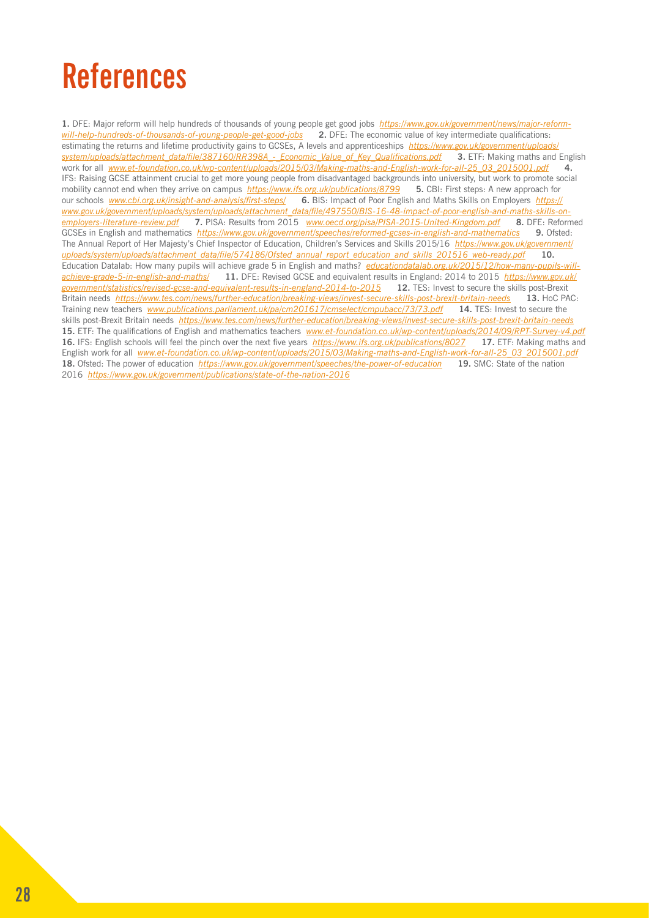# References

**1.** DFE: Major reform will help hundreds of thousands of young people get good jobs *https://www.gov.uk/government/news/major-reform-will-help-hundreds-of-thousands-of-young-people-get-good-jobs* **2.** DFE: The economic value of key intermediate qualifications: estimating the returns and lifetime productivity gains to GCSEs, A levels and apprenticeships *https://www.gov.uk/government/uploads/system/uploads/attachment_data/file/387160/RR398A_-_Economic_Value_of_Key_Qualifications.pdf* **3.** ETF: Making maths and English work for all *www.et-foundation.co.uk/wp-content/uploads/2015/03/Making-maths-and-English-work-for-all-25_03_2015001.pdf* **4.** IFS: Raising GCSE attainment crucial to get more young people from disadvantaged backgrounds into university, but work to promote social mobility cannot end when they arrive on campus *https://www.ifs.org.uk/publications/8799* **5.** CBI: First steps: A new approach for our schools *www.cbi.org.uk/insight-and-analysis/first-steps/* **6.** BIS: Impact of Poor English and Maths Skills on Employers *https://www.gov.uk/government/uploads/system/uploads/attachment_data/file/497550/BIS-16-48-impact-of-poor-english-and-maths-skills-on-employers-literature-review.pdf* **7.** PISA: Results from 2015 *www.oecd.org/pisa/PISA-2015-United-Kingdom.pdf* **8.** DFE: Reformed GCSEs in English and mathematics *https://www.gov.uk/government/speeches/reformed-gcses-in-english-and-mathematics* **9.** Ofsted: The Annual Report of Her Majesty's Chief Inspector of Education, Children's Services and Skills 2015/16 *https://www.gov.uk/government/uploads/system/uploads/attachment_data/file/574186/Ofsted_annual_report_education_and_skills_201516_web-ready.pdf* **10.** Education Datalab: How many pupils will achieve grade 5 in English and maths? *educationdatalab.org.uk/2015/12/how-many-pupils-will-achieve-grade-5-in-english-and-maths/* **11.** DFE: Revised GCSE and equivalent results in England: 2014 to 2015 *https://www.gov.uk/government/statistics/revised-gcse-and-equivalent-results-in-england-2014-to-2015* **12.** TES: Invest to secure the skills post-Brexit Britain needs *https://www.tes.com/news/further-education/breaking-views/invest-secure-skills-post-brexit-britain-needs* **13.** HoC PAC: Training new teachers *www.publications.parliament.uk/pa/cm201617/cmselect/cmpubacc/73/73.pdf* **14.** TES: Invest to secure the skills post-Brexit Britain needs *https://www.tes.com/news/further-education/breaking-views/invest-secure-skills-post-brexit-britain-needs* **15.** ETF: The qualifications of English and mathematics teachers *www.et-foundation.co.uk/wp-content/uploads/2014/09/RPT-Survey-v4.pdf* **16.** IFS: English schools will feel the pinch over the next five years *https://www.ifs.org.uk/publications/8027* **17.** ETF: Making maths and English work for all *www.et-foundation.co.uk/wp-content/uploads/2015/03/Making-maths-and-English-work-for-all-25_03_2015001.pdf* **18.** Ofsted: The power of education *https://www.gov.uk/government/speeches/the-power-of-education* **19.** SMC: State of the nation 2016 *https://www.gov.uk/government/publications/state-of-the-nation-2016*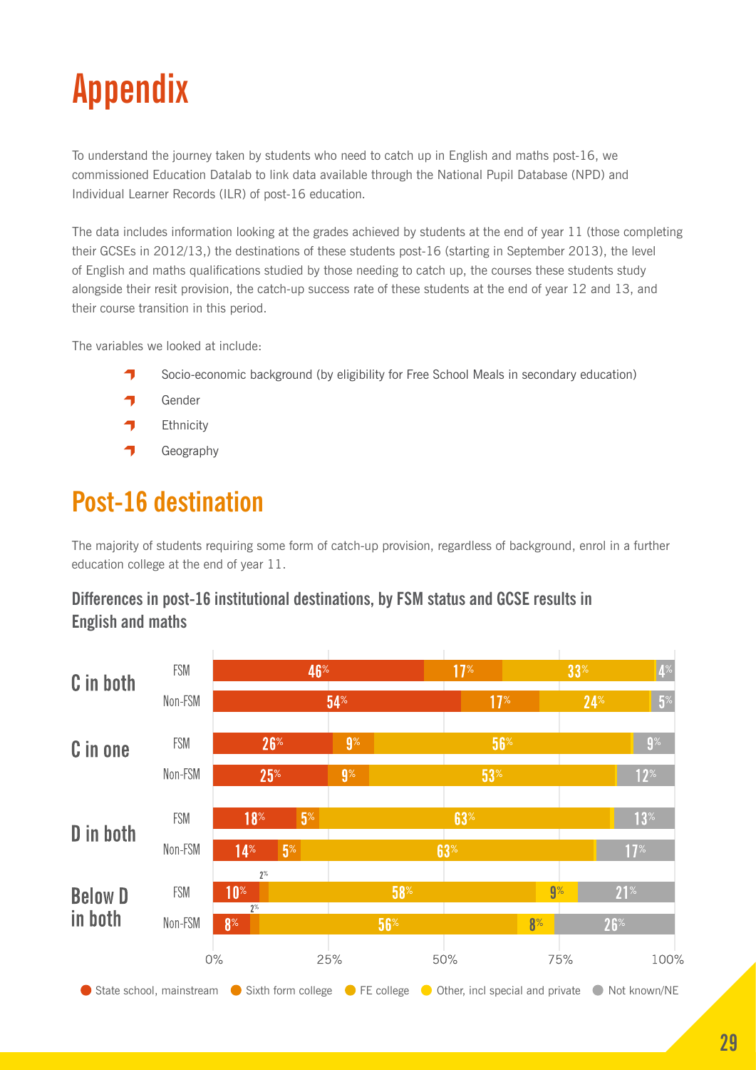# Appendix

To understand the journey taken by students who need to catch up in English and maths post-16, we commissioned Education Datalab to link data available through the National Pupil Database (NPD) and Individual Learner Records (ILR) of post-16 education.

The data includes information looking at the grades achieved by students at the end of year 11 (those completing their GCSEs in 2012/13,) the destinations of these students post-16 (starting in September 2013), the level of English and maths qualifications studied by those needing to catch up, the courses these students study alongside their resit provision, the catch-up success rate of these students at the end of year 12 and 13, and their course transition in this period.

The variables we looked at include:

- Socio-economic background (by eligibility for Free School Meals in secondary education)
- Gender
- Ethnicity
- Geography

## Post-16 destination

The majority of students requiring some form of catch-up provision, regardless of background, enrol in a further education college at the end of year 11.

### Differences in post-16 institutional destinations, by FSM status and GCSE results in English and maths

| GCSE results | FSM status | State school, mainstream | Sixth form college | FE college | Other, incl special and private | Not known/NE |
|---|---|---|---|---|---|---|
| C in both | FSM | 46% | 17% | 33% | | 4% |
| | Non-FSM | 54% | 17% | 24% | | 5% |
| C in one | FSM | 26% | 9% | 56% | | 9% |
| | Non-FSM | 25% | 9% | 53% | | 12% |
| D in both | FSM | 18% | 5% | 63% | | 13% |
| | Non-FSM | 14% | 5% | 63% | | 17% |
| Below D in both | FSM | 10% | 2% | 58% | 9% | 21% |
| | Non-FSM | 8% | 2% | 56% | 8% | 26% |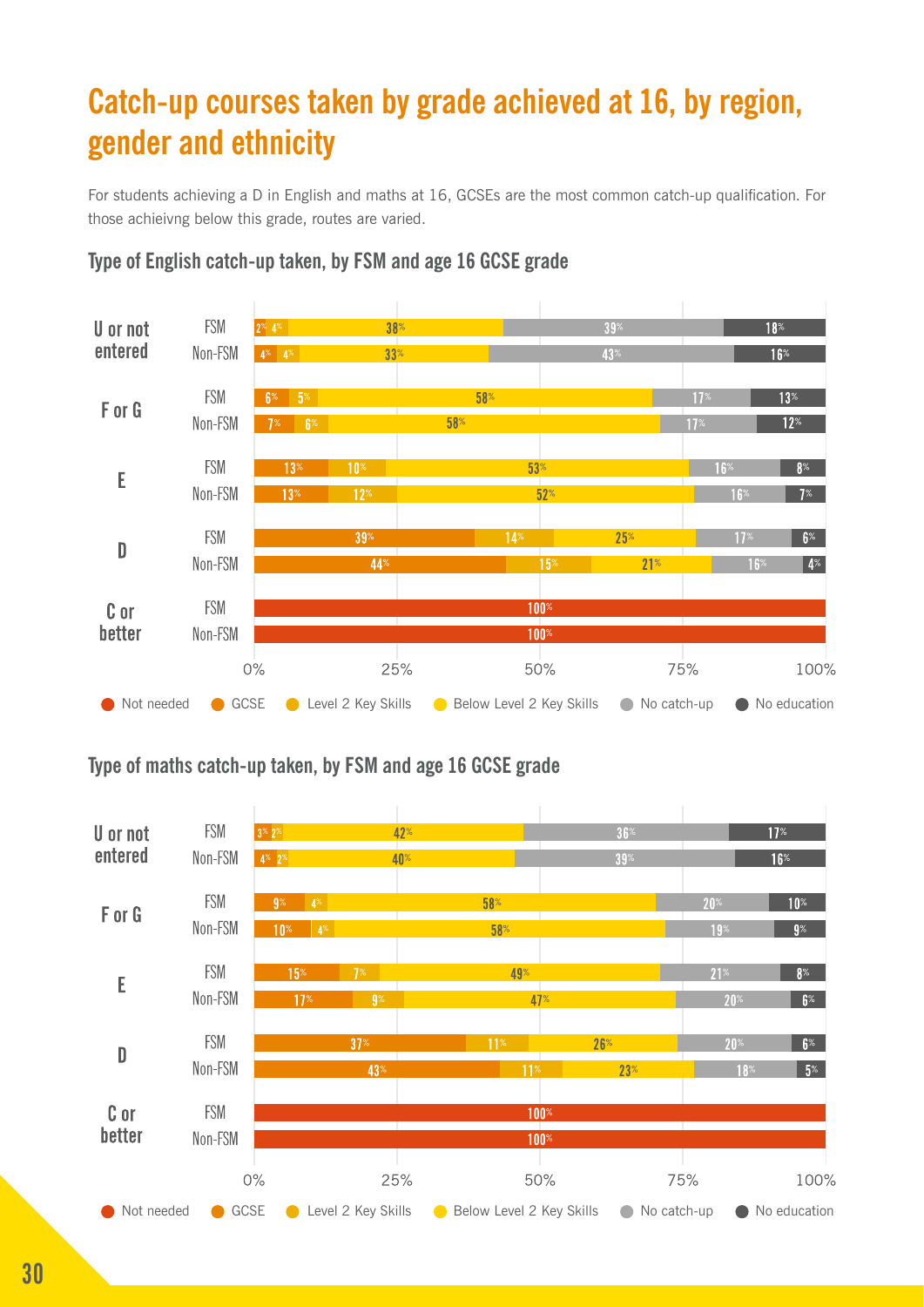# Catch-up courses taken by grade achieved at 16, by region, gender and ethnicity

For students achieving a D in English and maths at 16, GCSEs are the most common catch-up qualification. For those achieivng below this grade, routes are varied.

### Type of English catch-up taken, by FSM and age 16 GCSE grade

| Grade | Group | Not needed | GCSE | Level 2 Key Skills | Below Level 2 Key Skills | No catch-up | No education |
|---|---|---|---|---|---|---|---|
| U or not entered | FSM | | 2% | 4% | 38% | 39% | 18% |
| | Non-FSM | | 4% | 4% | 33% | 43% | 16% |
| F or G | FSM | | 6% | 5% | 58% | 17% | 13% |
| | Non-FSM | | 7% | 6% | 58% | 17% | 12% |
| E | FSM | | 13% | 10% | 53% | 16% | 8% |
| | Non-FSM | | 13% | 12% | 52% | 16% | 7% |
| D | FSM | | 39% | 14% | 25% | 17% | 6% |
| | Non-FSM | | 44% | 15% | 21% | 16% | 4% |
| C or better | FSM | 100% | | | | | |
| | Non-FSM | 100% | | | | | |

### Type of maths catch-up taken, by FSM and age 16 GCSE grade

| Grade | Group | Not needed | GCSE | Level 2 Key Skills | Below Level 2 Key Skills | No catch-up | No education |
|---|---|---|---|---|---|---|---|
| U or not entered | FSM | | 3% | 2% | 42% | 36% | 17% |
| | Non-FSM | | 4% | 2% | 40% | 39% | 16% |
| F or G | FSM | | 9% | 4% | 58% | 20% | 10% |
| | Non-FSM | | 10% | 4% | 58% | 19% | 9% |
| E | FSM | | 15% | 7% | 49% | 21% | 8% |
| | Non-FSM | | 17% | 9% | 47% | 20% | 6% |
| D | FSM | | 37% | 11% | 26% | 20% | 6% |
| | Non-FSM | | 43% | 11% | 23% | 18% | 5% |
| C or better | FSM | 100% | | | | | |
| | Non-FSM | 100% | | | | | |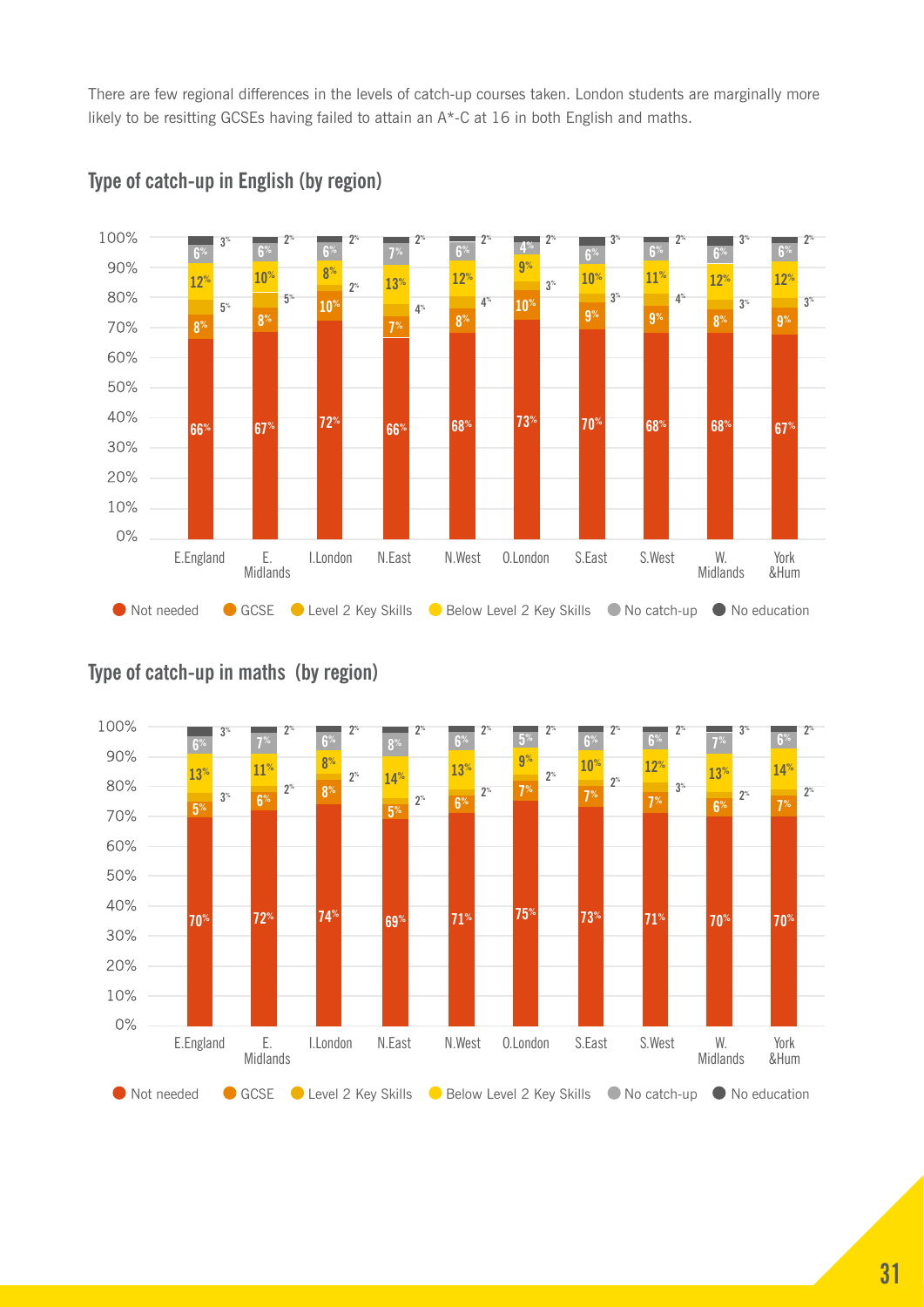There are few regional differences in the levels of catch-up courses taken. London students are marginally more likely to be resitting GCSEs having failed to attain an A*-C at 16 in both English and maths.

## Type of catch-up in English (by region)

| Region | Not needed | GCSE | Level 2 Key Skills | Below Level 2 Key Skills | No catch-up | No education |
|---|---|---|---|---|---|---|
| E.England | 66% | 8% | 5% | 12% | 6% | 3% |
| E. Midlands | 67% | 8% | 5% | 10% | 6% | 2% |
| I.London | 72% | 10% | 2% | 8% | 6% | 2% |
| N.East | 66% | 7% | 4% | 13% | 7% | 2% |
| N.West | 68% | 8% | 4% | 12% | 6% | 2% |
| O.London | 73% | 10% | 3% | 9% | 4% | 2% |
| S.East | 70% | 9% | 3% | 10% | 6% | 3% |
| S.West | 68% | 9% | 4% | 11% | 6% | 2% |
| W. Midlands | 68% | 8% | 3% | 12% | 6% | 3% |
| York &Hum | 67% | 9% | 3% | 12% | 6% | 2% |

## Type of catch-up in maths (by region)

| Region | Not needed | GCSE | Level 2 Key Skills | Below Level 2 Key Skills | No catch-up | No education |
|---|---|---|---|---|---|---|
| E.England | 70% | 5% | 3% | 13% | 6% | 3% |
| E. Midlands | 72% | 6% | 2% | 11% | 7% | 2% |
| I.London | 74% | 8% | 2% | 8% | 6% | 2% |
| N.East | 69% | 5% | 2% | 14% | 8% | 2% |
| N.West | 71% | 6% | 2% | 13% | 6% | 2% |
| O.London | 75% | 7% | 2% | 9% | 5% | 2% |
| S.East | 73% | 7% | 2% | 10% | 6% | 2% |
| S.West | 71% | 7% | 3% | 12% | 6% | 2% |
| W. Midlands | 70% | 6% | 2% | 13% | 7% | 3% |
| York &Hum | 70% | 7% | 2% | 14% | 6% | 2% |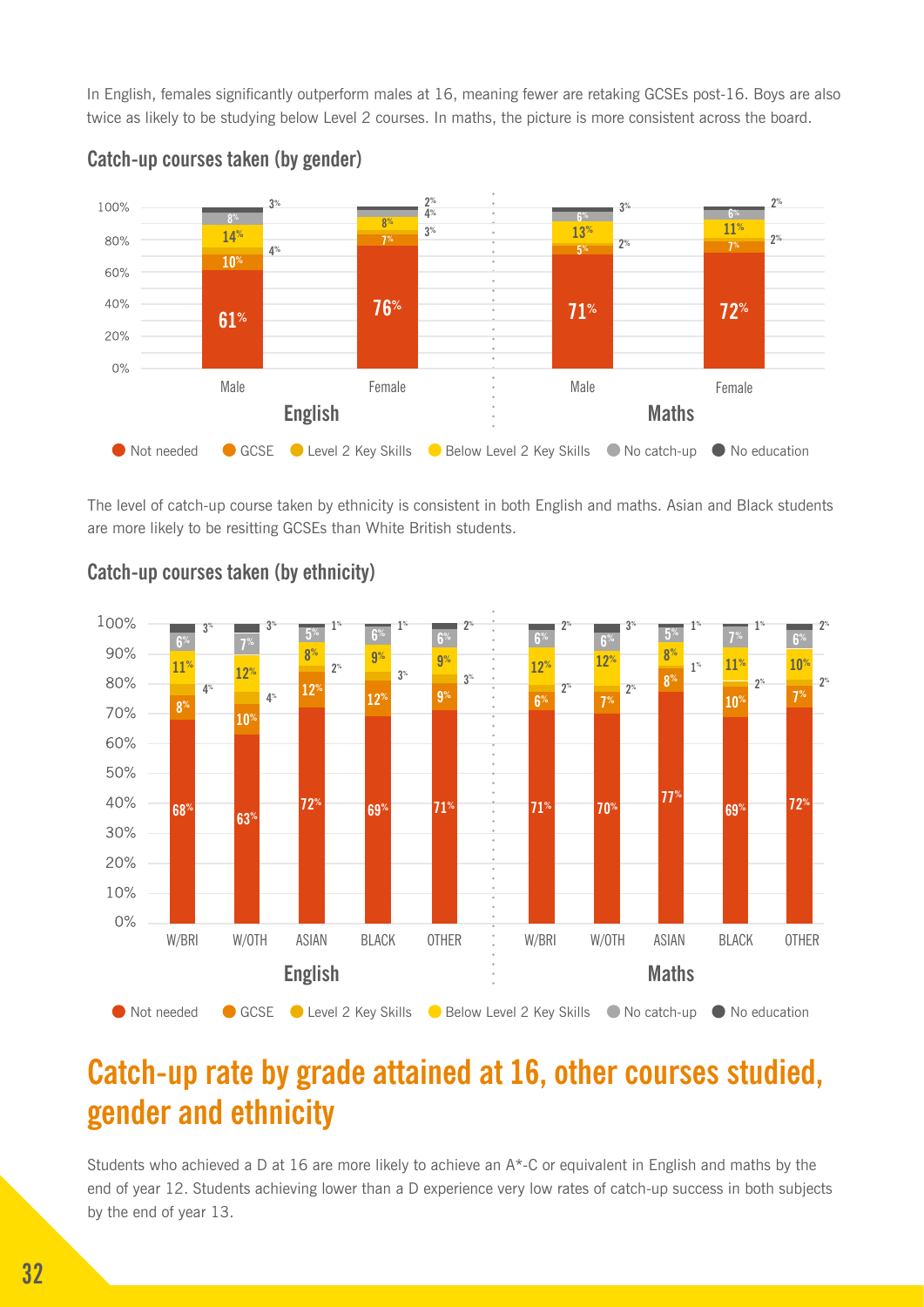In English, females significantly outperform males at 16, meaning fewer are retaking GCSEs post-16. Boys are also twice as likely to be studying below Level 2 courses. In maths, the picture is more consistent across the board.

### Catch-up courses taken (by gender)

| | English Male | English Female | Maths Male | Maths Female |
|---|---|---|---|---|
| Not needed | 61% | 76% | 71% | 72% |
| GCSE | 10% | 7% | 5% | 7% |
| Level 2 Key Skills | 4% | 3% | 2% | 2% |
| Below Level 2 Key Skills | 14% | 8% | 13% | 11% |
| No catch-up | 8% | 4% | 6% | 6% |
| No education | 3% | 2% | 3% | 2% |

The level of catch-up course taken by ethnicity is consistent in both English and maths. Asian and Black students are more likely to be resitting GCSEs than White British students.

### Catch-up courses taken (by ethnicity)

| | English W/BRI | English W/OTH | English ASIAN | English BLACK | English OTHER | Maths W/BRI | Maths W/OTH | Maths ASIAN | Maths BLACK | Maths OTHER |
|---|---|---|---|---|---|---|---|---|---|---|
| Not needed | 68% | 63% | 72% | 69% | 71% | 71% | 70% | 77% | 69% | 72% |
| GCSE | 8% | 10% | 12% | 12% | 9% | 6% | 7% | 8% | 10% | 7% |
| Level 2 Key Skills | 4% | 4% | 2% | 3% | 3% | 2% | 2% | 1% | 2% | 2% |
| Below Level 2 Key Skills | 11% | 12% | 8% | 9% | 9% | 12% | 12% | 8% | 11% | 10% |
| No catch-up | 6% | 7% | 5% | 6% | 6% | 6% | 6% | 5% | 7% | 6% |
| No education | 3% | 3% | 1% | 1% | 2% | 2% | 3% | 1% | 1% | 2% |

## Catch-up rate by grade attained at 16, other courses studied, gender and ethnicity

Students who achieved a D at 16 are more likely to achieve an A*-C or equivalent in English and maths by the end of year 12. Students achieving lower than a D experience very low rates of catch-up success in both subjects by the end of year 13.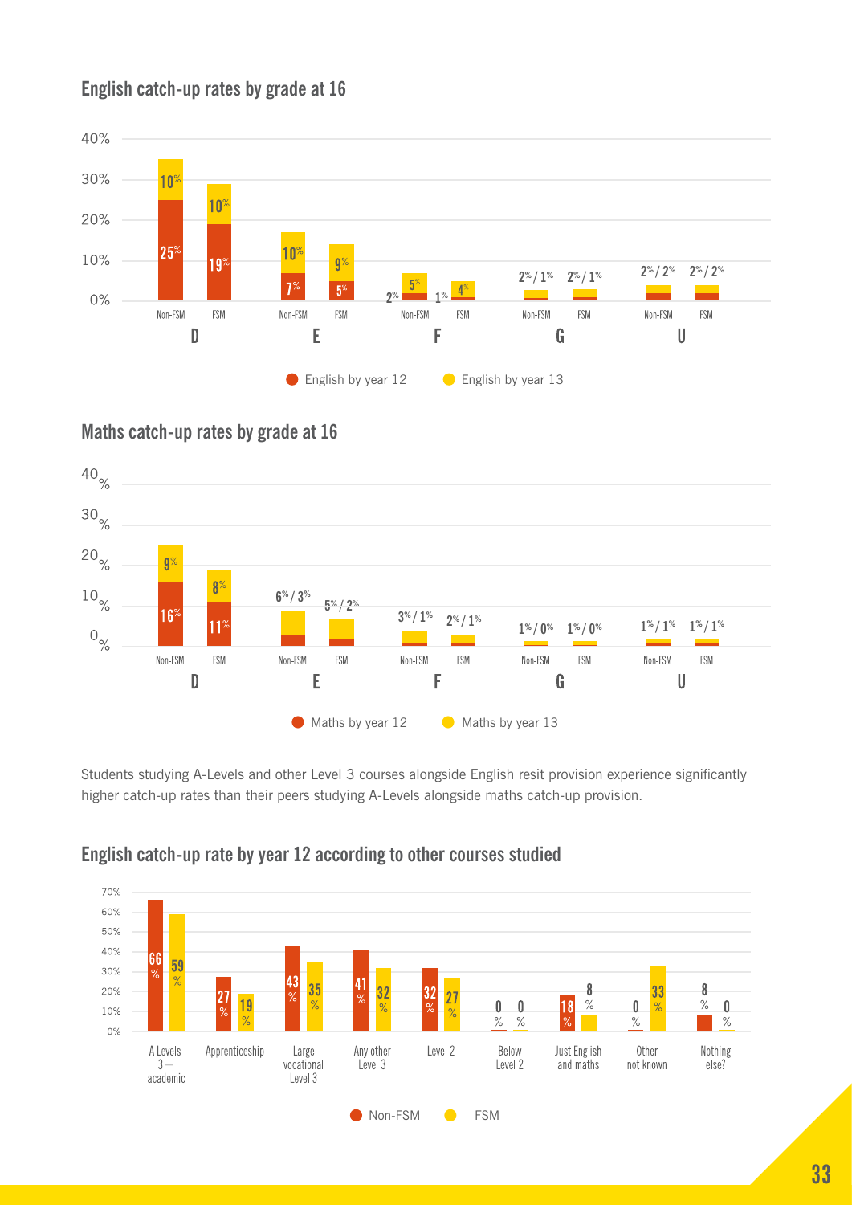## English catch-up rates by grade at 16

| Grade at 16 | Group | English by year 12 | English by year 13 |
|---|---|---|---|
| D | Non-FSM | 25% | 10% |
| D | FSM | 19% | 10% |
| E | Non-FSM | 7% | 10% |
| E | FSM | 5% | 9% |
| F | Non-FSM | 2% | 5% |
| F | FSM | 1% | 4% |
| G | Non-FSM | 2% / 1% | |
| G | FSM | 2% / 1% | |
| U | Non-FSM | 2% / 2% | |
| U | FSM | 2% / 2% | |

## Maths catch-up rates by grade at 16

| Grade at 16 | Group | Maths by year 12 | Maths by year 13 |
|---|---|---|---|
| D | Non-FSM | 16% | 9% |
| D | FSM | 11% | 8% |
| E | Non-FSM | 6% / 3% | |
| E | FSM | 5% / 2% | |
| F | Non-FSM | 3% / 1% | |
| F | FSM | 2% / 1% | |
| G | Non-FSM | 1% / 0% | |
| G | FSM | 1% / 0% | |
| U | Non-FSM | 1% / 1% | |
| U | FSM | 1% / 1% | |

Students studying A-Levels and other Level 3 courses alongside English resit provision experience significantly higher catch-up rates than their peers studying A-Levels alongside maths catch-up provision.

## English catch-up rate by year 12 according to other courses studied

| Other courses studied | Non-FSM | FSM |
|---|---|---|
| A Levels 3+ academic | 66% | 59% |
| Apprenticeship | 27% | 19% |
| Large vocational Level 3 | 43% | 35% |
| Any other Level 3 | 41% | 32% |
| Level 2 | 32% | 27% |
| Below Level 2 | 0% | 0% |
| Just English and maths | 18% | 8% |
| Other not known | 0% | 33% |
| Nothing else? | 8% | 0% |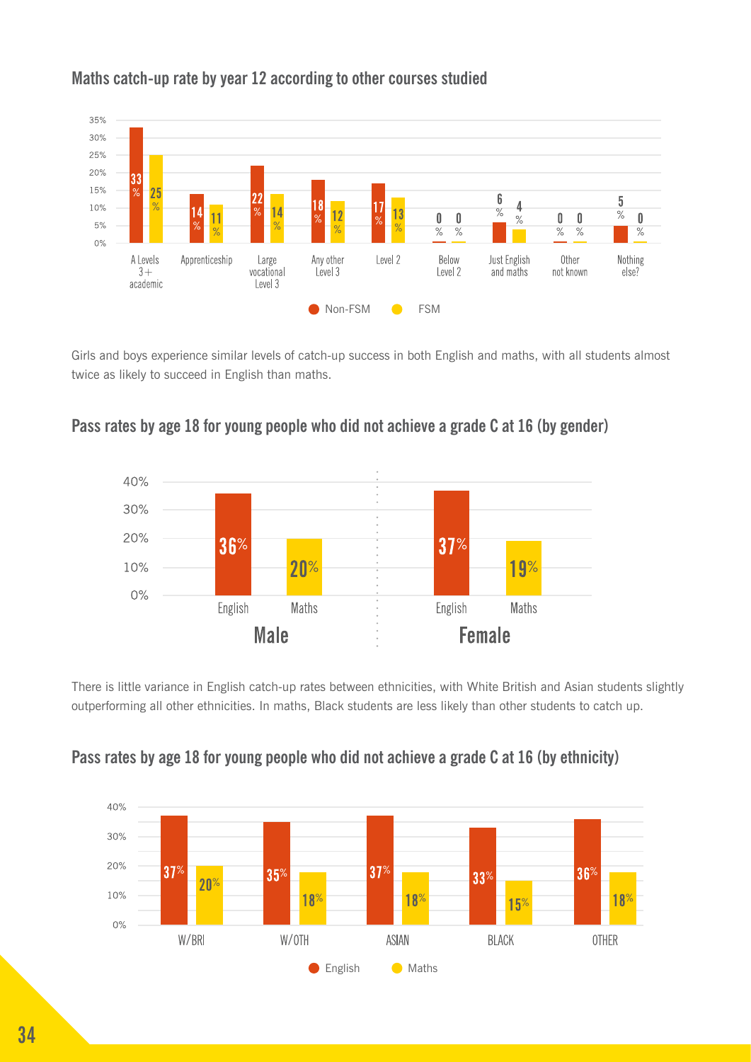## Maths catch-up rate by year 12 according to other courses studied

| | A Levels 3+ academic | Apprenticeship | Large vocational Level 3 | Any other Level 3 | Level 2 | Below Level 2 | Just English and maths | Other not known | Nothing else? |
|---|---|---|---|---|---|---|---|---|---|
| Non-FSM | 33% | 14% | 22% | 18% | 17% | 0% | 6% | 0% | 5% |
| FSM | 25% | 11% | 14% | 12% | 13% | 0% | 4% | 0% | 0% |

Girls and boys experience similar levels of catch-up success in both English and maths, with all students almost twice as likely to succeed in English than maths.

## Pass rates by age 18 for young people who did not achieve a grade C at 16 (by gender)

| | English | Maths |
|---|---|---|
| Male | 36% | 20% |
| Female | 37% | 19% |

There is little variance in English catch-up rates between ethnicities, with White British and Asian students slightly outperforming all other ethnicities. In maths, Black students are less likely than other students to catch up.

## Pass rates by age 18 for young people who did not achieve a grade C at 16 (by ethnicity)

| | W/BRI | W/OTH | ASIAN | BLACK | OTHER |
|---|---|---|---|---|---|
| English | 37% | 35% | 37% | 33% | 36% |
| Maths | 20% | 18% | 18% | 15% | 18% |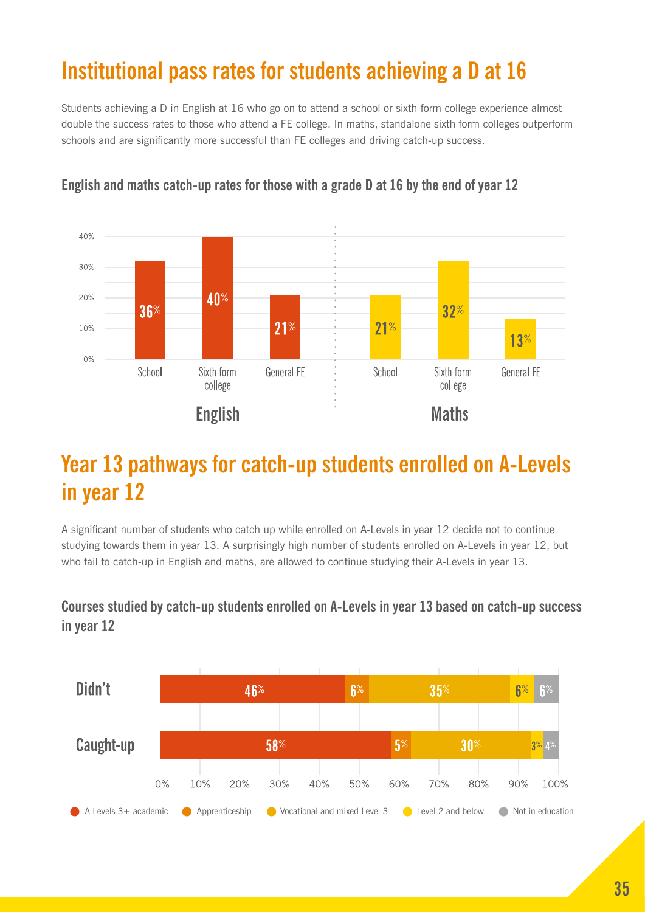# Institutional pass rates for students achieving a D at 16

Students achieving a D in English at 16 who go on to attend a school or sixth form college experience almost double the success rates to those who attend a FE college. In maths, standalone sixth form colleges outperform schools and are significantly more successful than FE colleges and driving catch-up success.

### English and maths catch-up rates for those with a grade D at 16 by the end of year 12

| | School | Sixth form college | General FE |
|---|---|---|---|
| English | 36% | 40% | 21% |
| Maths | 21% | 32% | 13% |

# Year 13 pathways for catch-up students enrolled on A-Levels in year 12

A significant number of students who catch up while enrolled on A-Levels in year 12 decide not to continue studying towards them in year 13. A surprisingly high number of students enrolled on A-Levels in year 12, but who fail to catch-up in English and maths, are allowed to continue studying their A-Levels in year 13.

### Courses studied by catch-up students enrolled on A-Levels in year 13 based on catch-up success in year 12

| | A Levels 3+ academic | Apprenticeship | Vocational and mixed Level 3 | Level 2 and below | Not in education |
|---|---|---|---|---|---|
| Didn't | 46% | 6% | 35% | 6% | 6% |
| Caught-up | 58% | 5% | 30% | 3% | 4% |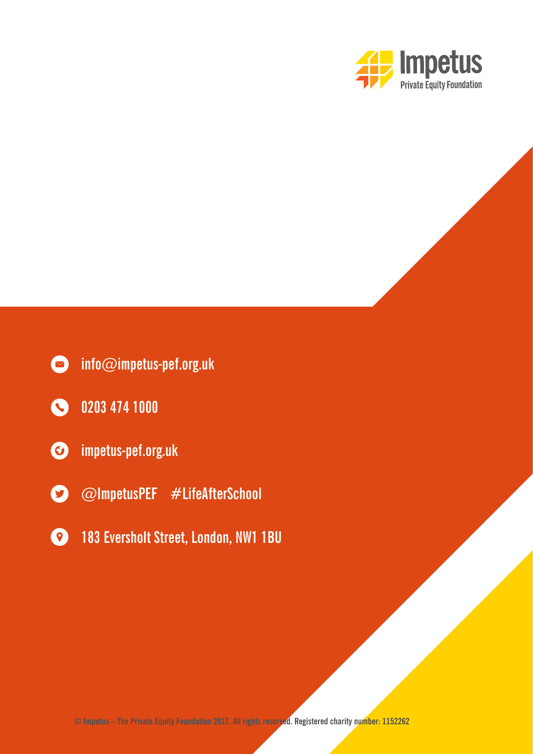Impetus

Private Equity Foundation

info@impetus-pef.org.uk

0203 474 1000

impetus-pef.org.uk

@ImpetusPEF #LifeAfterSchool

183 Eversholt Street, London, NW1 1BU

© Impetus – The Private Equity Foundation 2017. All rights reserved. Registered charity number: 1152262